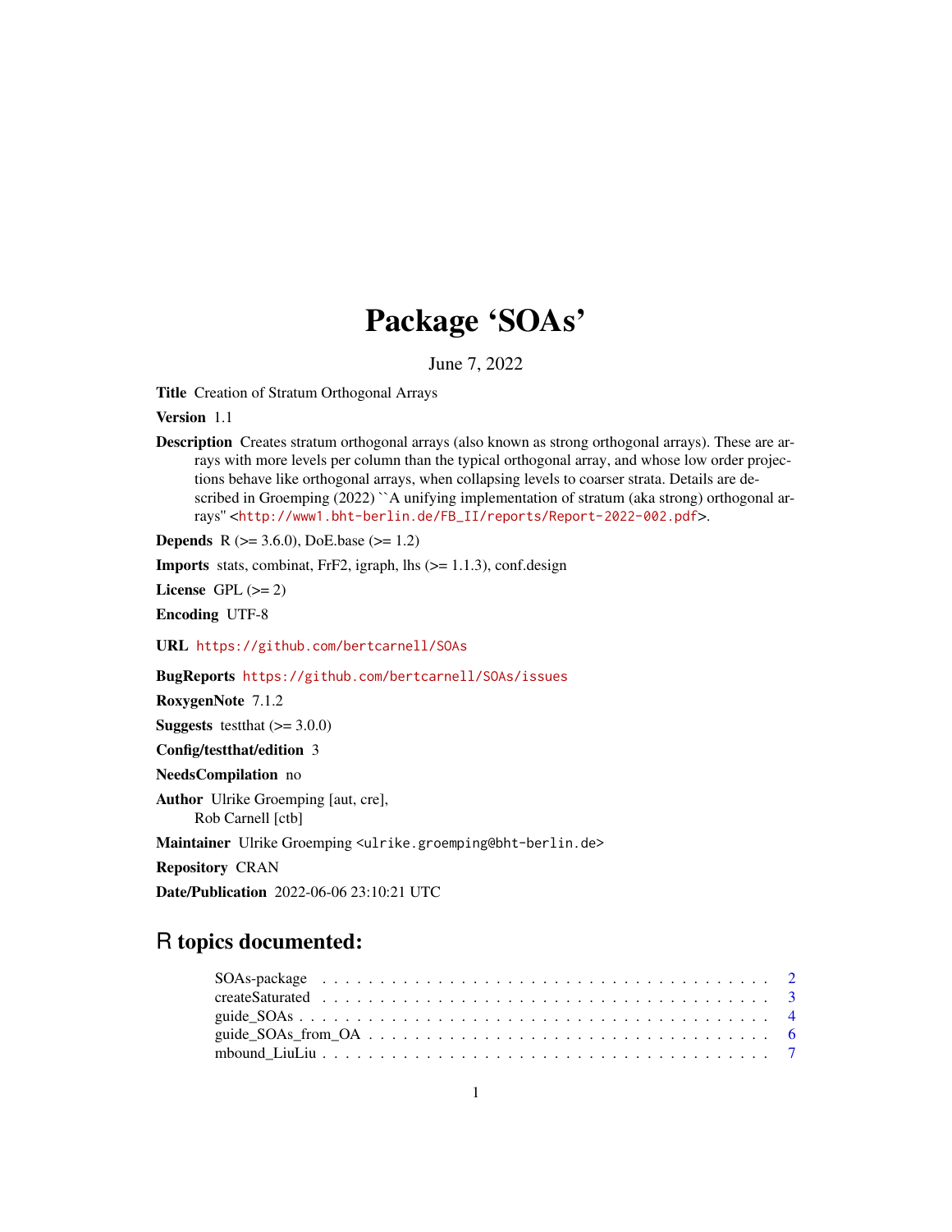# Package 'SOAs'

June 7, 2022

**Title** Creation of Stratum Orthogonal Arrays

**Version** 1.1

**Description** Creates stratum orthogonal arrays (also known as strong orthogonal arrays). These are arrays with more levels per column than the typical orthogonal array, and whose low order projections behave like orthogonal arrays, when collapsing levels to coarser strata. Details are described in Groemping (2022) ``A unifying implementation of stratum (aka strong) orthogonal arrays'' <http://www1.bht-berlin.de/FB_II/reports/Report-2022-002.pdf>.

**Depends** R (>= 3.6.0), DoE.base (>= 1.2)

**Imports** stats, combinat, FrF2, igraph, lhs (>= 1.1.3), conf.design

**License** GPL (>= 2)

**Encoding** UTF-8

**URL** https://github.com/bertcarnell/SOAs

**BugReports** https://github.com/bertcarnell/SOAs/issues

**RoxygenNote** 7.1.2

**Suggests** testthat (>= 3.0.0)

**Config/testthat/edition** 3

**NeedsCompilation** no

**Author** Ulrike Groemping [aut, cre], Rob Carnell [ctb]

**Maintainer** Ulrike Groemping <ulrike.groemping@bht-berlin.de>

**Repository** CRAN

**Date/Publication** 2022-06-06 23:10:21 UTC

## R topics documented:

- SOAs-package . . . . . . . . . . . . . . . . . . . . . . . . . . . . . . . . . . . . . . 2
- createSaturated . . . . . . . . . . . . . . . . . . . . . . . . . . . . . . . . . . . . . . 3
- guide_SOAs . . . . . . . . . . . . . . . . . . . . . . . . . . . . . . . . . . . . . . 4
- guide_SOAs_from_OA . . . . . . . . . . . . . . . . . . . . . . . . . . . . . . . . . . . . . . 6
- mbound_LiuLiu . . . . . . . . . . . . . . . . . . . . . . . . . . . . . . . . . . . . . . 7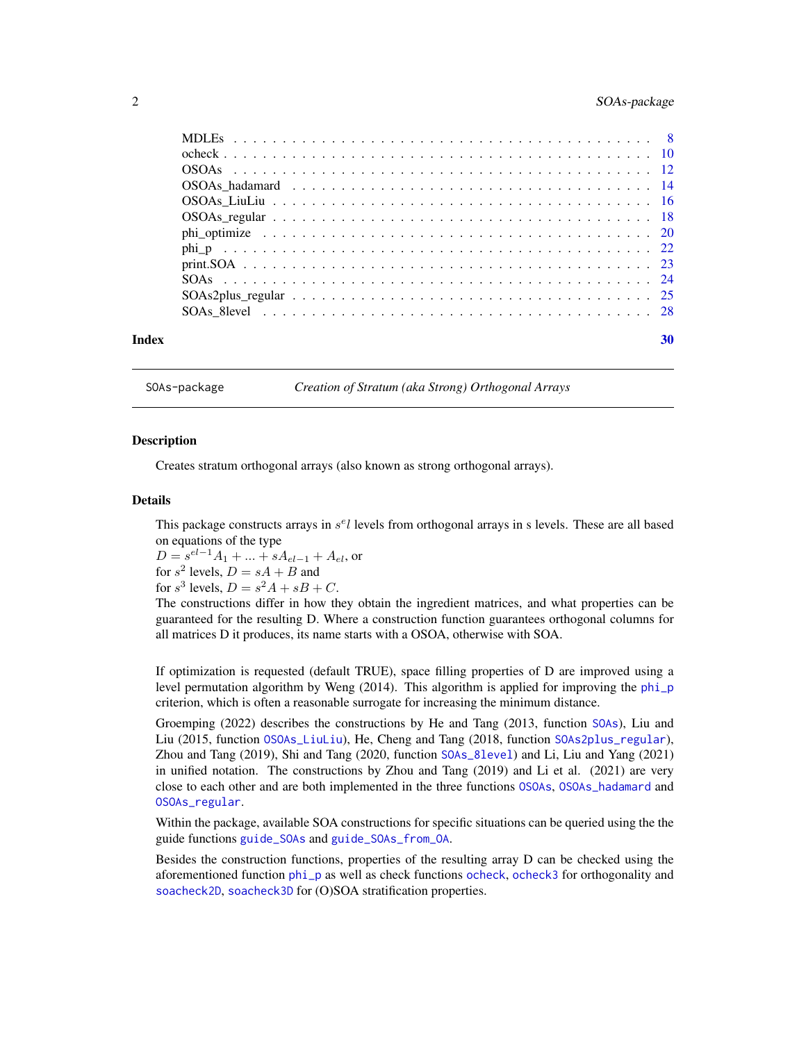MDLEs . . . . . . . . . . . . . . . . . . . . . . . . . . . . . . . . . . . . . . . . 8
ocheck . . . . . . . . . . . . . . . . . . . . . . . . . . . . . . . . . . . . . . . . 10
OSOAs . . . . . . . . . . . . . . . . . . . . . . . . . . . . . . . . . . . . . . . . 12
OSOAs_hadamard . . . . . . . . . . . . . . . . . . . . . . . . . . . . . . . . . . 14
OSOAs_LiuLiu . . . . . . . . . . . . . . . . . . . . . . . . . . . . . . . . . . . 16
OSOAs_regular . . . . . . . . . . . . . . . . . . . . . . . . . . . . . . . . . . . 18
phi_optimize . . . . . . . . . . . . . . . . . . . . . . . . . . . . . . . . . . . . 20
phi_p . . . . . . . . . . . . . . . . . . . . . . . . . . . . . . . . . . . . . . . . 22
print.SOA . . . . . . . . . . . . . . . . . . . . . . . . . . . . . . . . . . . . . . 23
SOAs . . . . . . . . . . . . . . . . . . . . . . . . . . . . . . . . . . . . . . . . 24
SOAs2plus_regular . . . . . . . . . . . . . . . . . . . . . . . . . . . . . . . . . 25
SOAs_8level . . . . . . . . . . . . . . . . . . . . . . . . . . . . . . . . . . . . 28

**Index** 30

---

SOAs-package *Creation of Stratum (aka Strong) Orthogonal Arrays*

---

## Description

Creates stratum orthogonal arrays (also known as strong orthogonal arrays).

## Details

This package constructs arrays in $s^el$ levels from orthogonal arrays in s levels. These are all based on equations of the type
$D = s^{el-1}A_1 + ... + sA_{el-1} + A_{el}$, or
for $s^2$ levels, $D = sA + B$ and
for $s^3$ levels, $D = s^2A + sB + C$.
The constructions differ in how they obtain the ingredient matrices, and what properties can be guaranteed for the resulting D. Where a construction function guarantees orthogonal columns for all matrices D it produces, its name starts with a OSOA, otherwise with SOA.

If optimization is requested (default TRUE), space filling properties of D are improved using a level permutation algorithm by Weng (2014). This algorithm is applied for improving the phi_p criterion, which is often a reasonable surrogate for increasing the minimum distance.

Groemping (2022) describes the constructions by He and Tang (2013, function SOAs), Liu and Liu (2015, function OSOAs_LiuLiu), He, Cheng and Tang (2018, function SOAs2plus_regular), Zhou and Tang (2019), Shi and Tang (2020, function SOAs_8level) and Li, Liu and Yang (2021) in unified notation. The constructions by Zhou and Tang (2019) and Li et al. (2021) are very close to each other and are both implemented in the three functions OSOAs, OSOAs_hadamard and OSOAs_regular.

Within the package, available SOA constructions for specific situations can be queried using the the guide functions guide_SOAs and guide_SOAs_from_OA.

Besides the construction functions, properties of the resulting array D can be checked using the aforementioned function phi_p as well as check functions ocheck, ocheck3 for orthogonality and soacheck2D, soacheck3D for (O)SOA stratification properties.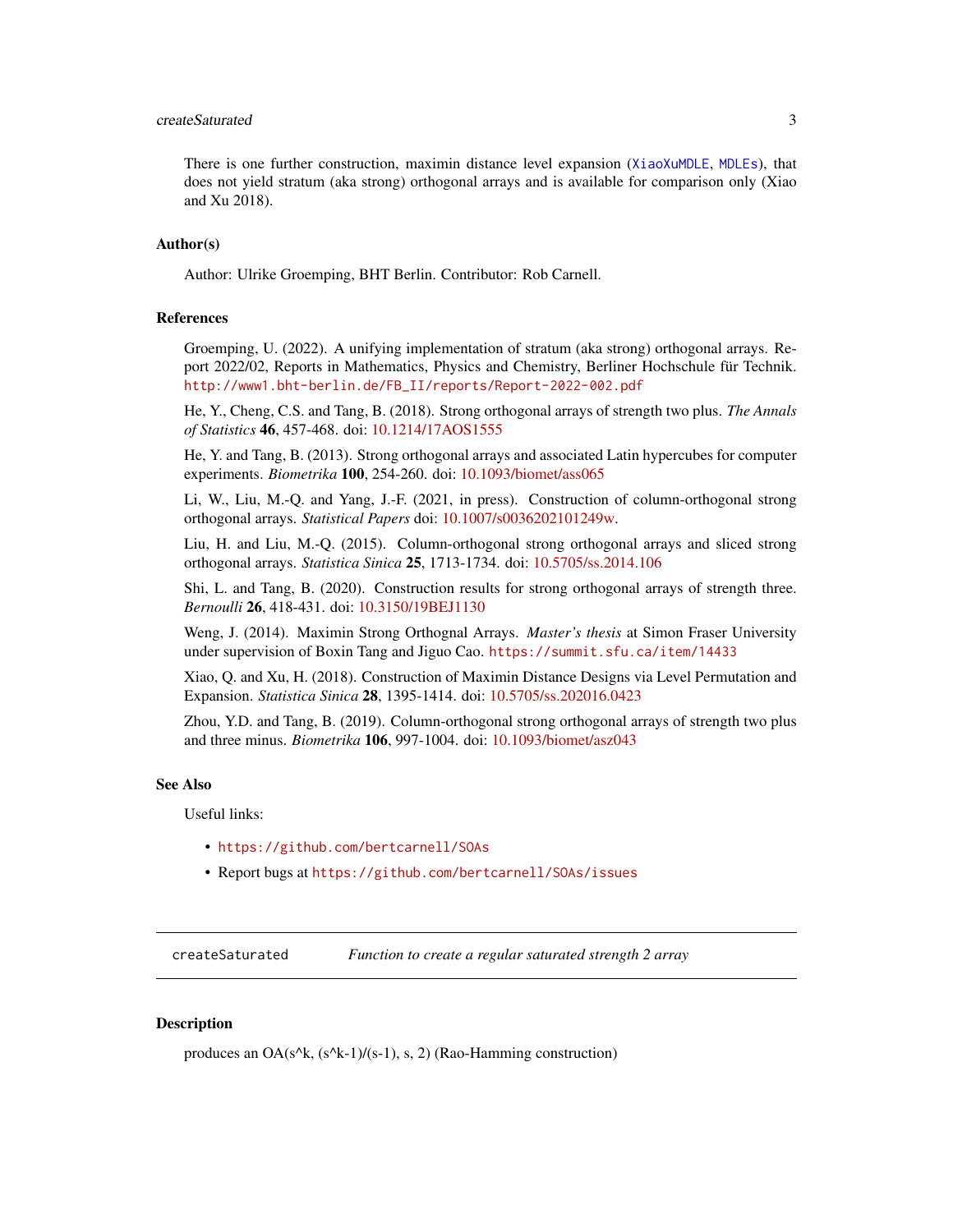There is one further construction, maximin distance level expansion (XiaoXuMDLE, MDLEs), that does not yield stratum (aka strong) orthogonal arrays and is available for comparison only (Xiao and Xu 2018).

### Author(s)

Author: Ulrike Groemping, BHT Berlin. Contributor: Rob Carnell.

### References

Groemping, U. (2022). A unifying implementation of stratum (aka strong) orthogonal arrays. Report 2022/02, Reports in Mathematics, Physics and Chemistry, Berliner Hochschule für Technik. http://www1.bht-berlin.de/FB_II/reports/Report-2022-002.pdf

He, Y., Cheng, C.S. and Tang, B. (2018). Strong orthogonal arrays of strength two plus. *The Annals of Statistics* **46**, 457-468. doi: 10.1214/17AOS1555

He, Y. and Tang, B. (2013). Strong orthogonal arrays and associated Latin hypercubes for computer experiments. *Biometrika* **100**, 254-260. doi: 10.1093/biomet/ass065

Li, W., Liu, M.-Q. and Yang, J.-F. (2021, in press). Construction of column-orthogonal strong orthogonal arrays. *Statistical Papers* doi: 10.1007/s0036202101249w.

Liu, H. and Liu, M.-Q. (2015). Column-orthogonal strong orthogonal arrays and sliced strong orthogonal arrays. *Statistica Sinica* **25**, 1713-1734. doi: 10.5705/ss.2014.106

Shi, L. and Tang, B. (2020). Construction results for strong orthogonal arrays of strength three. *Bernoulli* **26**, 418-431. doi: 10.3150/19BEJ1130

Weng, J. (2014). Maximin Strong Orthognal Arrays. *Master's thesis* at Simon Fraser University under supervision of Boxin Tang and Jiguo Cao. https://summit.sfu.ca/item/14433

Xiao, Q. and Xu, H. (2018). Construction of Maximin Distance Designs via Level Permutation and Expansion. *Statistica Sinica* **28**, 1395-1414. doi: 10.5705/ss.202016.0423

Zhou, Y.D. and Tang, B. (2019). Column-orthogonal strong orthogonal arrays of strength two plus and three minus. *Biometrika* **106**, 997-1004. doi: 10.1093/biomet/asz043

### See Also

Useful links:

- https://github.com/bertcarnell/SOAs
- Report bugs at https://github.com/bertcarnell/SOAs/issues

---

## createSaturated — *Function to create a regular saturated strength 2 array*

---

### Description

produces an OA(s^k, (s^k-1)/(s-1), s, 2) (Rao-Hamming construction)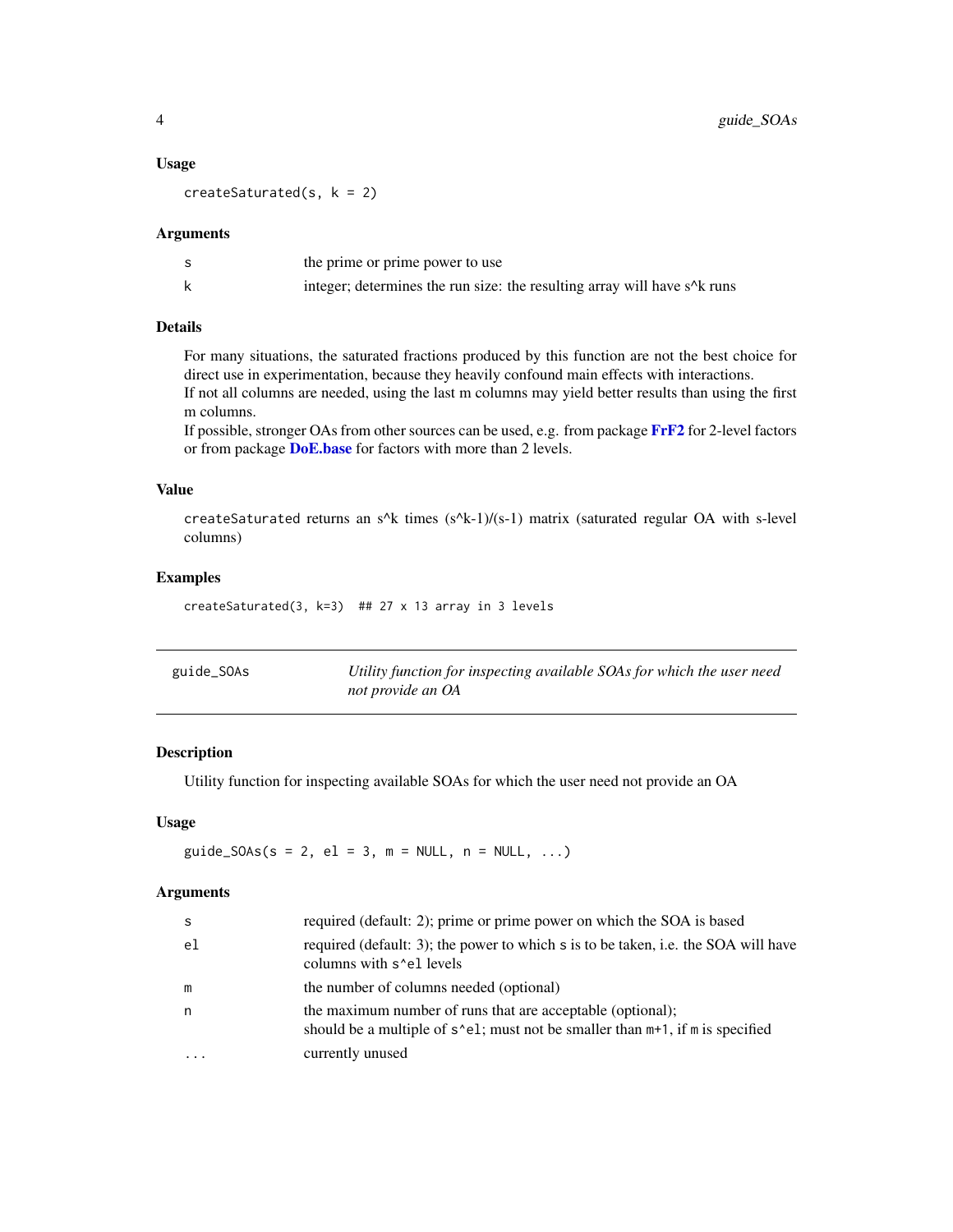### Usage

```
createSaturated(s, k = 2)
```

### Arguments

| | |
|---|---|
| s | the prime or prime power to use |
| k | integer; determines the run size: the resulting array will have s^k runs |

### Details

For many situations, the saturated fractions produced by this function are not the best choice for direct use in experimentation, because they heavily confound main effects with interactions.
If not all columns are needed, using the last m columns may yield better results than using the first m columns.
If possible, stronger OAs from other sources can be used, e.g. from package **FrF2** for 2-level factors or from package **DoE.base** for factors with more than 2 levels.

### Value

`createSaturated` returns an s^k times (s^k-1)/(s-1) matrix (saturated regular OA with s-level columns)

### Examples

```
createSaturated(3, k=3)  ## 27 x 13 array in 3 levels
```

---

## guide_SOAs — *Utility function for inspecting available SOAs for which the user need not provide an OA*

---

### Description

Utility function for inspecting available SOAs for which the user need not provide an OA

### Usage

```
guide_SOAs(s = 2, el = 3, m = NULL, n = NULL, ...)
```

### Arguments

| | |
|---|---|
| s | required (default: 2); prime or prime power on which the SOA is based |
| el | required (default: 3); the power to which `s` is to be taken, i.e. the SOA will have columns with `s^el` levels |
| m | the number of columns needed (optional) |
| n | the maximum number of runs that are acceptable (optional); should be a multiple of `s^el`; must not be smaller than `m+1`, if `m` is specified |
| ... | currently unused |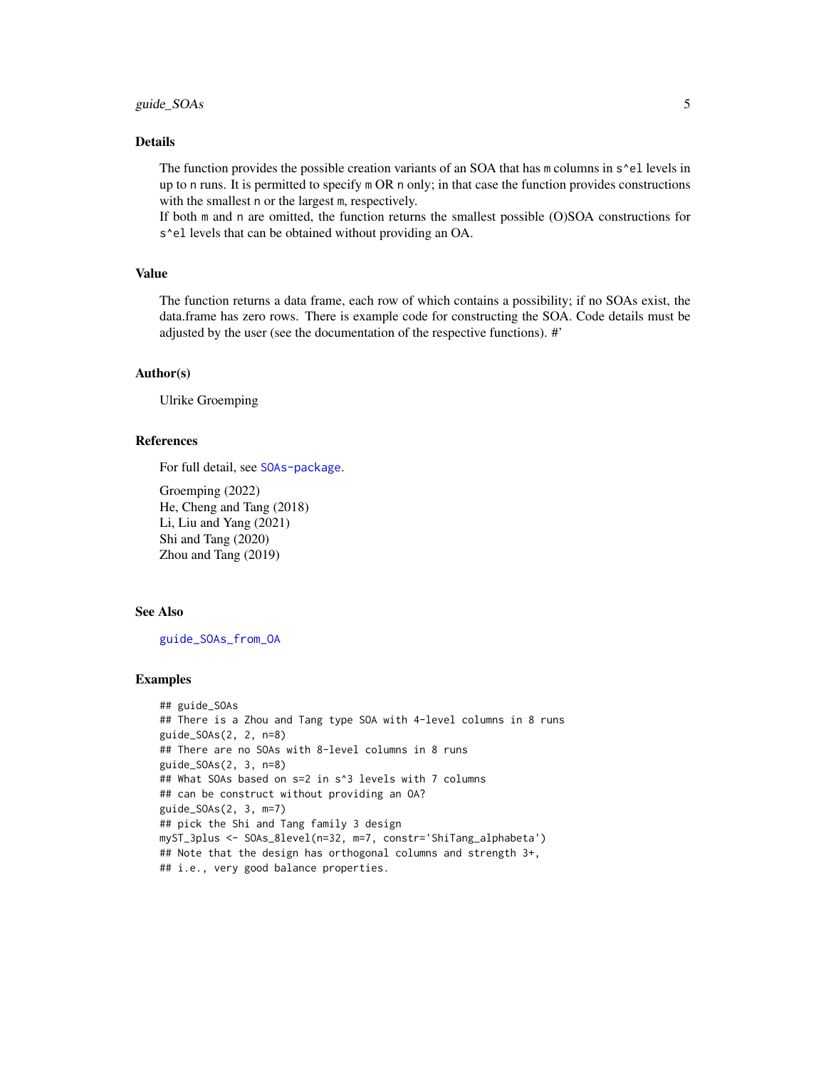## Details

The function provides the possible creation variants of an SOA that has m columns in s^el levels in up to n runs. It is permitted to specify m OR n only; in that case the function provides constructions with the smallest n or the largest m, respectively.
If both m and n are omitted, the function returns the smallest possible (O)SOA constructions for s^el levels that can be obtained without providing an OA.

## Value

The function returns a data frame, each row of which contains a possibility; if no SOAs exist, the data.frame has zero rows. There is example code for constructing the SOA. Code details must be adjusted by the user (see the documentation of the respective functions). #'

## Author(s)

Ulrike Groemping

## References

For full detail, see SOAs-package.

Groemping (2022)
He, Cheng and Tang (2018)
Li, Liu and Yang (2021)
Shi and Tang (2020)
Zhou and Tang (2019)

## See Also

guide_SOAs_from_OA

## Examples

```
## guide_SOAs
## There is a Zhou and Tang type SOA with 4-level columns in 8 runs
guide_SOAs(2, 2, n=8)
## There are no SOAs with 8-level columns in 8 runs
guide_SOAs(2, 3, n=8)
## What SOAs based on s=2 in s^3 levels with 7 columns
## can be construct without providing an OA?
guide_SOAs(2, 3, m=7)
## pick the Shi and Tang family 3 design
myST_3plus <- SOAs_8level(n=32, m=7, constr='ShiTang_alphabeta')
## Note that the design has orthogonal columns and strength 3+,
## i.e., very good balance properties.
```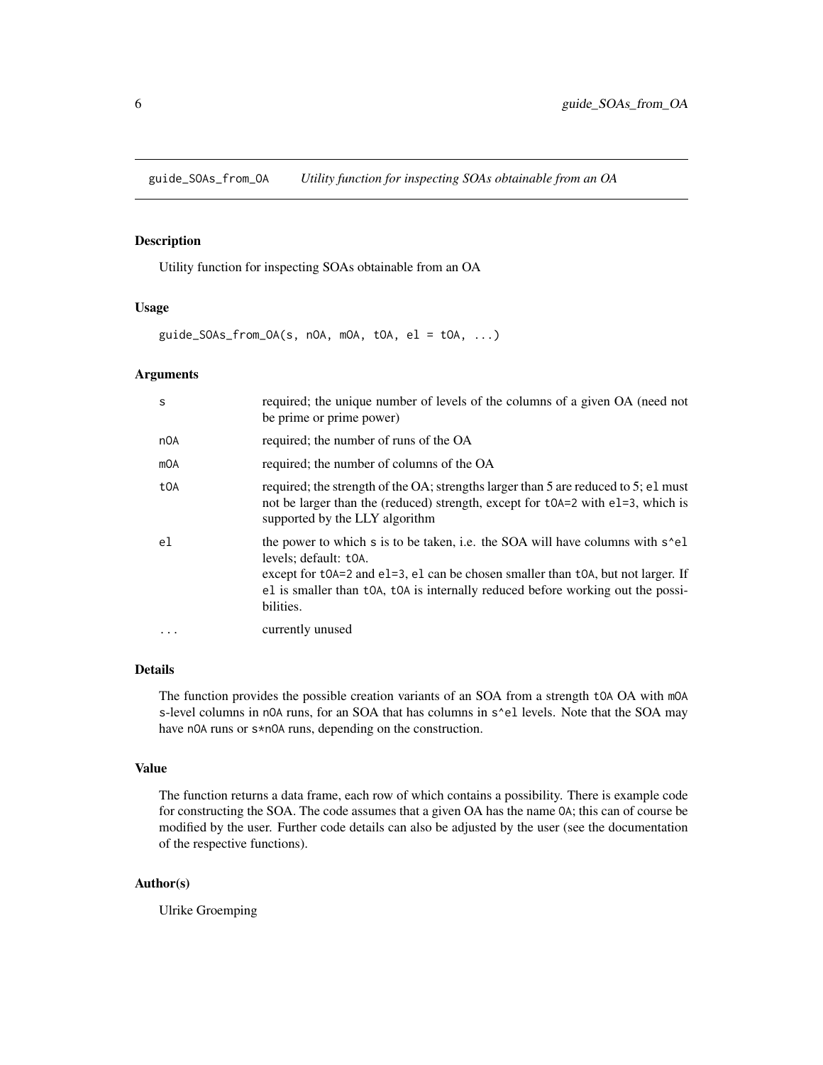guide_SOAs_from_OA *Utility function for inspecting SOAs obtainable from an OA*

## Description

Utility function for inspecting SOAs obtainable from an OA

## Usage

```
guide_SOAs_from_OA(s, nOA, mOA, tOA, el = tOA, ...)
```

## Arguments

| | |
|---|---|
| s | required; the unique number of levels of the columns of a given OA (need not be prime or prime power) |
| nOA | required; the number of runs of the OA |
| mOA | required; the number of columns of the OA |
| tOA | required; the strength of the OA; strengths larger than 5 are reduced to 5; el must not be larger than the (reduced) strength, except for tOA=2 with el=3, which is supported by the LLY algorithm |
| el | the power to which s is to be taken, i.e. the SOA will have columns with s^el levels; default: tOA.<br>except for tOA=2 and el=3, el can be chosen smaller than tOA, but not larger. If el is smaller than tOA, tOA is internally reduced before working out the possibilities. |
| ... | currently unused |

## Details

The function provides the possible creation variants of an SOA from a strength tOA OA with mOA s-level columns in nOA runs, for an SOA that has columns in s^el levels. Note that the SOA may have nOA runs or s*nOA runs, depending on the construction.

## Value

The function returns a data frame, each row of which contains a possibility. There is example code for constructing the SOA. The code assumes that a given OA has the name OA; this can of course be modified by the user. Further code details can also be adjusted by the user (see the documentation of the respective functions).

## Author(s)

Ulrike Groemping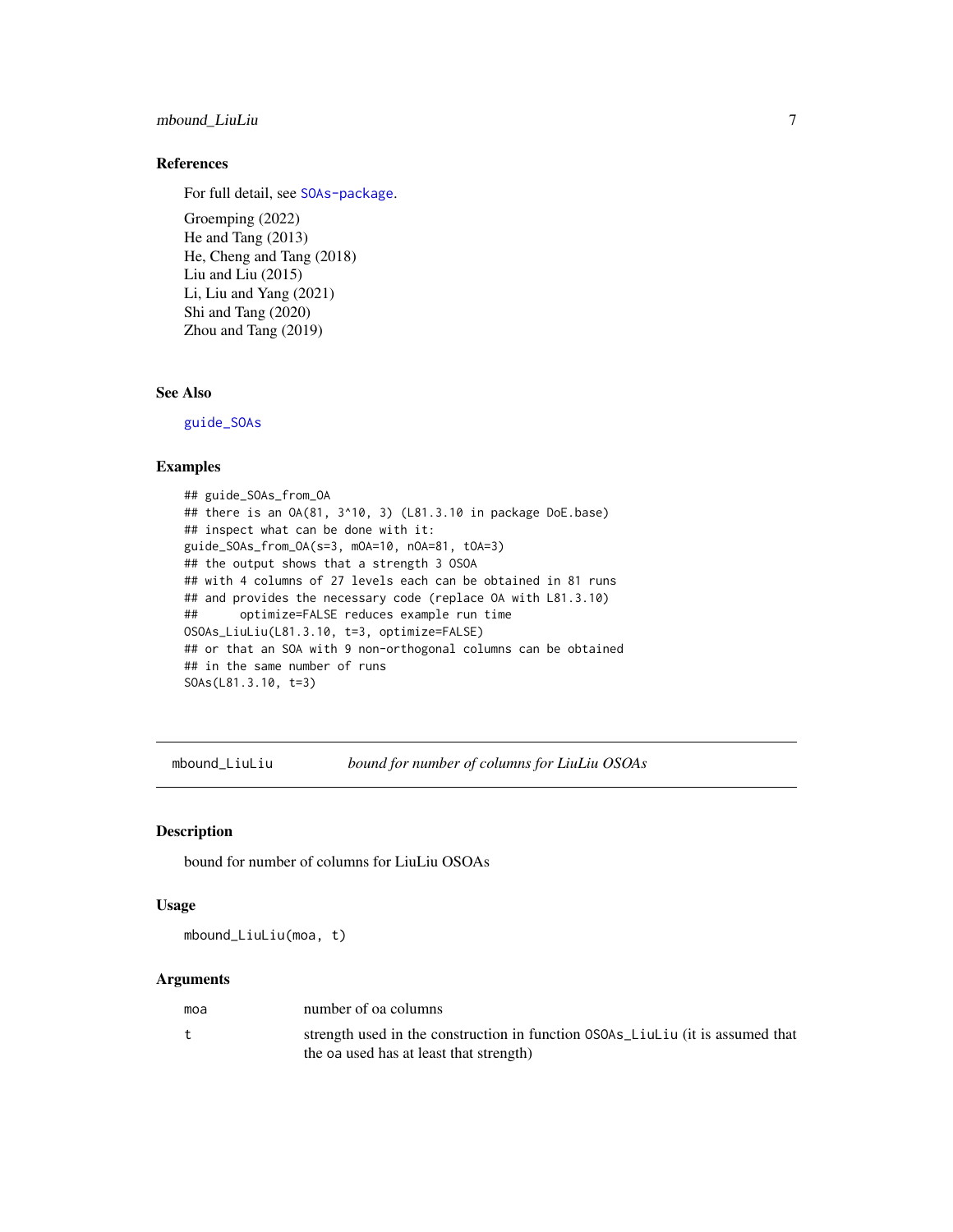### References

For full detail, see SOAs-package.

Groemping (2022)
He and Tang (2013)
He, Cheng and Tang (2018)
Liu and Liu (2015)
Li, Liu and Yang (2021)
Shi and Tang (2020)
Zhou and Tang (2019)

### See Also

guide_SOAs

### Examples

```
## guide_SOAs_from_OA
## there is an OA(81, 3^10, 3) (L81.3.10 in package DoE.base)
## inspect what can be done with it:
guide_SOAs_from_OA(s=3, mOA=10, nOA=81, tOA=3)
## the output shows that a strength 3 OSOA
## with 4 columns of 27 levels each can be obtained in 81 runs
## and provides the necessary code (replace OA with L81.3.10)
##      optimize=FALSE reduces example run time
OSOAs_LiuLiu(L81.3.10, t=3, optimize=FALSE)
## or that an SOA with 9 non-orthogonal columns can be obtained
## in the same number of runs
SOAs(L81.3.10, t=3)
```

---

## mbound_LiuLiu — *bound for number of columns for LiuLiu OSOAs*

### Description

bound for number of columns for LiuLiu OSOAs

### Usage

```
mbound_LiuLiu(moa, t)
```

### Arguments

| | |
|---|---|
| moa | number of oa columns |
| t | strength used in the construction in function OSOAs_LiuLiu (it is assumed that the oa used has at least that strength) |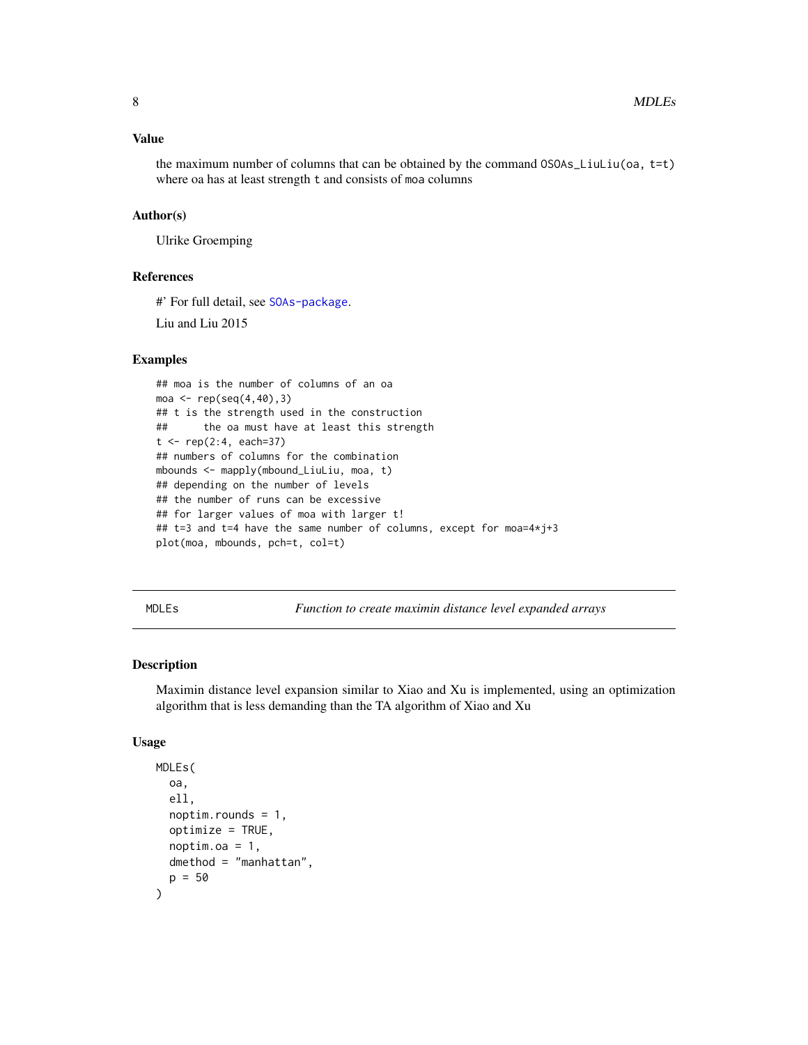### Value

the maximum number of columns that can be obtained by the command `OSOAs_LiuLiu(oa, t=t)` where oa has at least strength `t` and consists of `moa` columns

### Author(s)

Ulrike Groemping

### References

#' For full detail, see SOAs-package.

Liu and Liu 2015

### Examples

```
## moa is the number of columns of an oa
moa <- rep(seq(4,40),3)
## t is the strength used in the construction
##      the oa must have at least this strength
t <- rep(2:4, each=37)
## numbers of columns for the combination
mbounds <- mapply(mbound_LiuLiu, moa, t)
## depending on the number of levels
## the number of runs can be excessive
## for larger values of moa with larger t!
## t=3 and t=4 have the same number of columns, except for moa=4*j+3
plot(moa, mbounds, pch=t, col=t)
```

---

## MDLEs — *Function to create maximin distance level expanded arrays*

### Description

Maximin distance level expansion similar to Xiao and Xu is implemented, using an optimization algorithm that is less demanding than the TA algorithm of Xiao and Xu

### Usage

```
MDLEs(
  oa,
  ell,
  noptim.rounds = 1,
  optimize = TRUE,
  noptim.oa = 1,
  dmethod = "manhattan",
  p = 50
)
```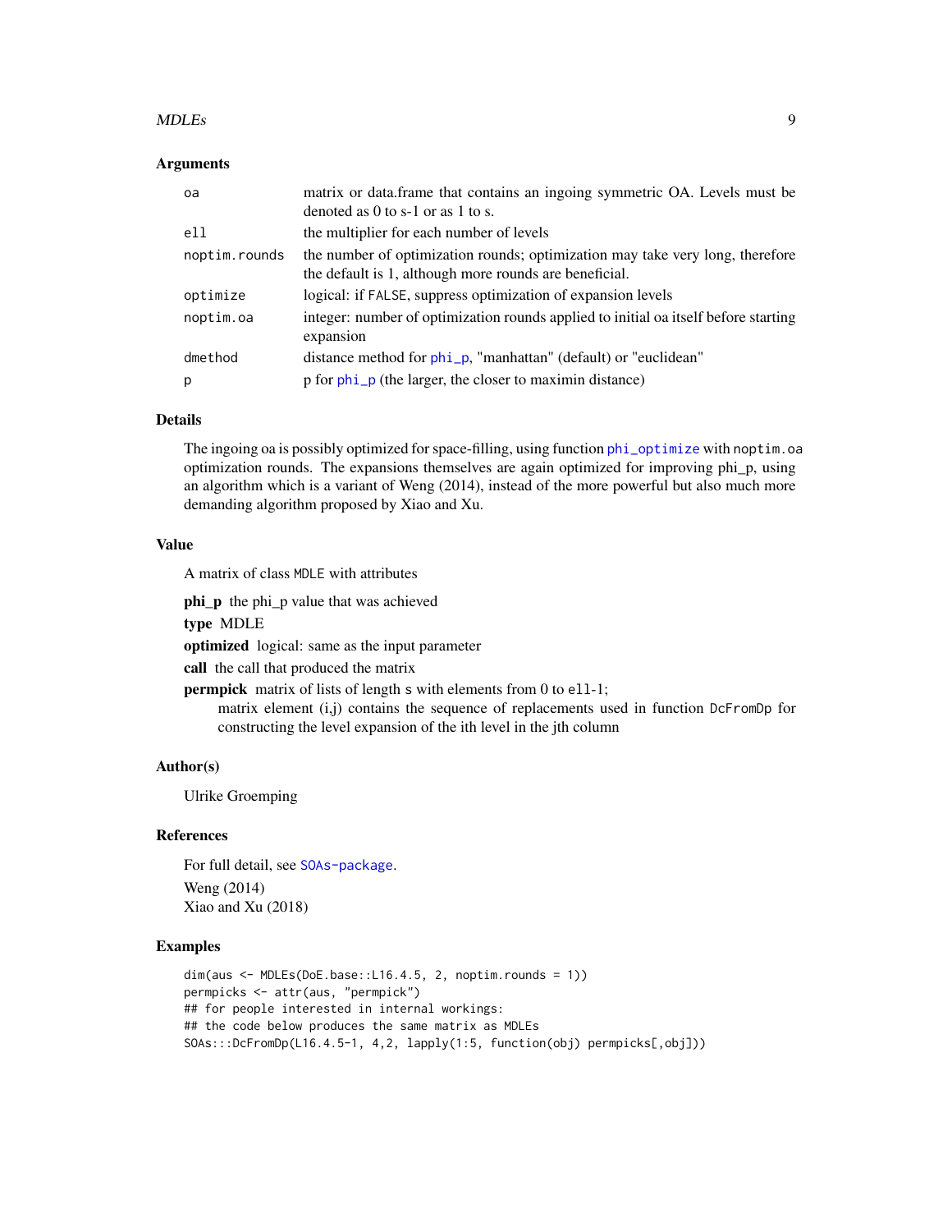### Arguments

| | |
|---|---|
| oa | matrix or data.frame that contains an ingoing symmetric OA. Levels must be denoted as 0 to s-1 or as 1 to s. |
| ell | the multiplier for each number of levels |
| noptim.rounds | the number of optimization rounds; optimization may take very long, therefore the default is 1, although more rounds are beneficial. |
| optimize | logical: if FALSE, suppress optimization of expansion levels |
| noptim.oa | integer: number of optimization rounds applied to initial oa itself before starting expansion |
| dmethod | distance method for phi_p, "manhattan" (default) or "euclidean" |
| p | p for phi_p (the larger, the closer to maximin distance) |

### Details

The ingoing oa is possibly optimized for space-filling, using function phi_optimize with noptim.oa optimization rounds. The expansions themselves are again optimized for improving phi_p, using an algorithm which is a variant of Weng (2014), instead of the more powerful but also much more demanding algorithm proposed by Xiao and Xu.

### Value

A matrix of class MDLE with attributes

**phi_p** the phi_p value that was achieved

**type** MDLE

**optimized** logical: same as the input parameter

**call** the call that produced the matrix

**permpick** matrix of lists of length s with elements from 0 to ell-1;
matrix element (i,j) contains the sequence of replacements used in function DcFromDp for constructing the level expansion of the ith level in the jth column

### Author(s)

Ulrike Groemping

### References

For full detail, see SOAs-package.

Weng (2014)
Xiao and Xu (2018)

### Examples

```
dim(aus <- MDLEs(DoE.base::L16.4.5, 2, noptim.rounds = 1))
permpicks <- attr(aus, "permpick")
## for people interested in internal workings:
## the code below produces the same matrix as MDLEs
SOAs:::DcFromDp(L16.4.5-1, 4,2, lapply(1:5, function(obj) permpicks[,obj]))
```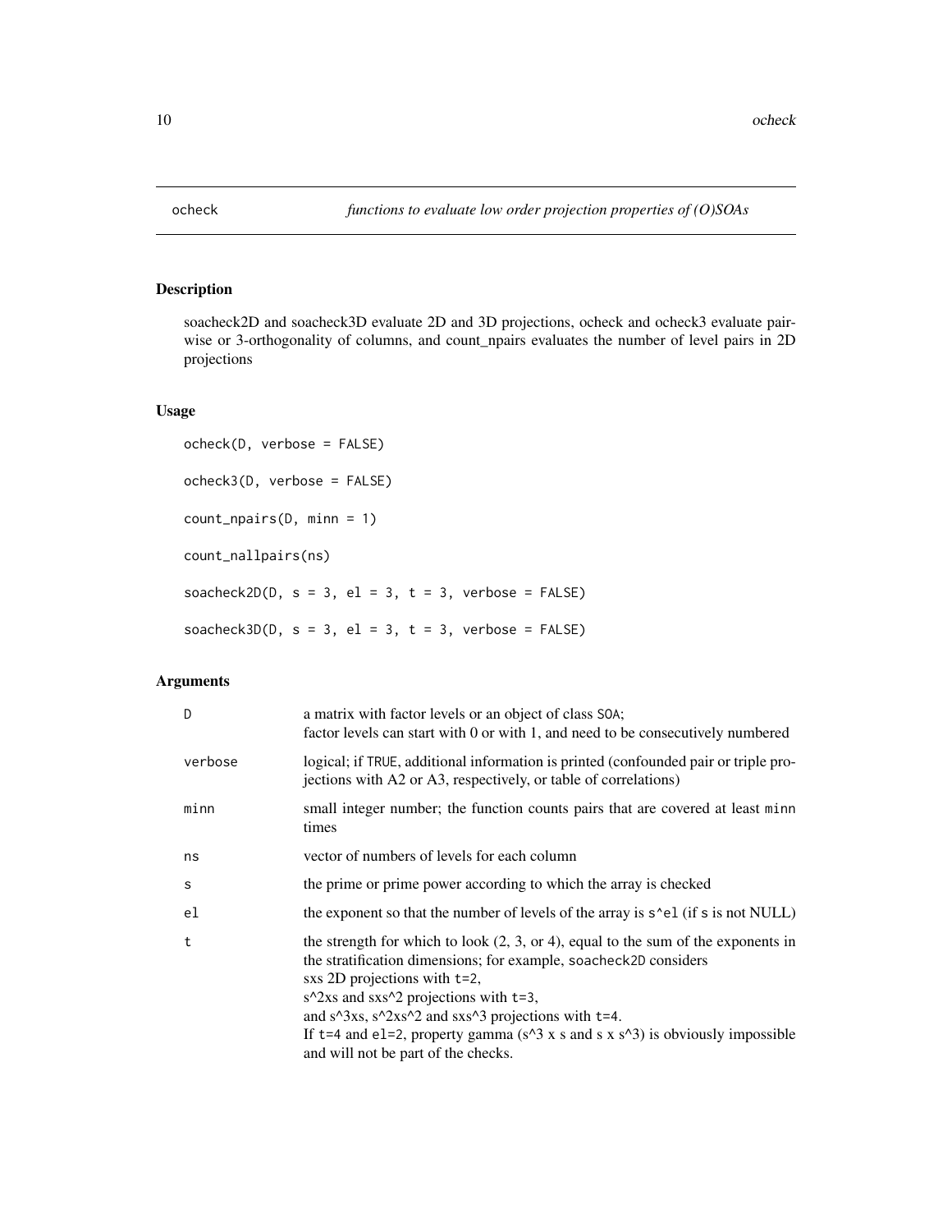## ocheck *functions to evaluate low order projection properties of (O)SOAs*

### Description

soacheck2D and soacheck3D evaluate 2D and 3D projections, ocheck and ocheck3 evaluate pairwise or 3-orthogonality of columns, and count_npairs evaluates the number of level pairs in 2D projections

### Usage

```
ocheck(D, verbose = FALSE)

ocheck3(D, verbose = FALSE)

count_npairs(D, minn = 1)

count_nallpairs(ns)

soacheck2D(D, s = 3, el = 3, t = 3, verbose = FALSE)

soacheck3D(D, s = 3, el = 3, t = 3, verbose = FALSE)
```

### Arguments

| | |
|---|---|
| D | a matrix with factor levels or an object of class SOA;<br>factor levels can start with 0 or with 1, and need to be consecutively numbered |
| verbose | logical; if TRUE, additional information is printed (confounded pair or triple projections with A2 or A3, respectively, or table of correlations) |
| minn | small integer number; the function counts pairs that are covered at least minn times |
| ns | vector of numbers of levels for each column |
| s | the prime or prime power according to which the array is checked |
| el | the exponent so that the number of levels of the array is s^el (if s is not NULL) |
| t | the strength for which to look (2, 3, or 4), equal to the sum of the exponents in the stratification dimensions; for example, soacheck2D considers<br>sxs 2D projections with t=2,<br>s^2xs and sxs^2 projections with t=3,<br>and s^3xs, s^2xs^2 and sxs^3 projections with t=4.<br>If t=4 and el=2, property gamma (s^3 x s and s x s^3) is obviously impossible and will not be part of the checks. |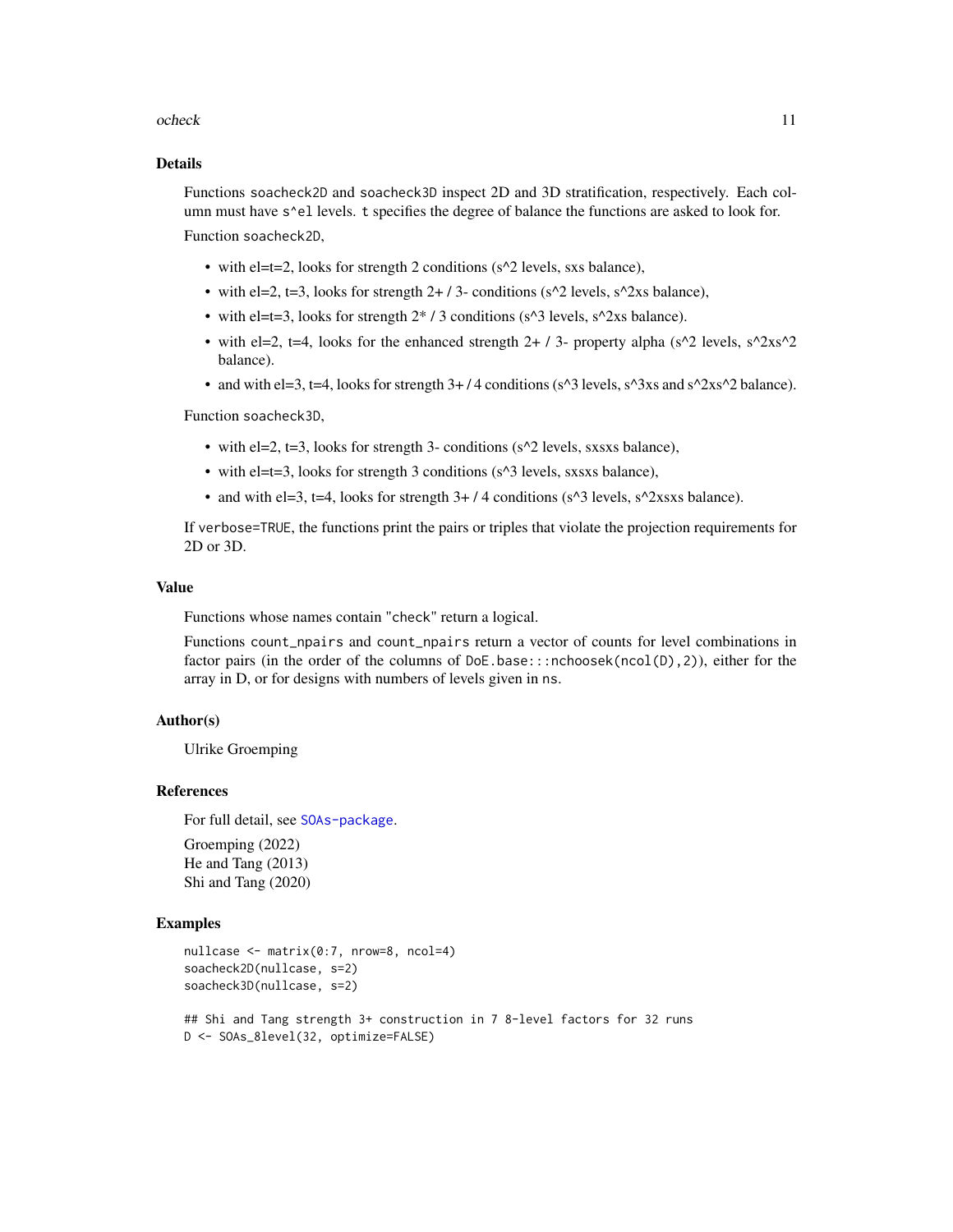## Details

Functions `soacheck2D` and `soacheck3D` inspect 2D and 3D stratification, respectively. Each column must have `s^el` levels. `t` specifies the degree of balance the functions are asked to look for.

Function `soacheck2D`,

- with el=t=2, looks for strength 2 conditions (s^2 levels, sxs balance),
- with el=2, t=3, looks for strength 2+ / 3- conditions (s^2 levels, s^2xs balance),
- with el=t=3, looks for strength 2* / 3 conditions (s^3 levels, s^2xs balance).
- with el=2, t=4, looks for the enhanced strength 2+ / 3- property alpha (s^2 levels, s^2xs^2 balance).
- and with el=3, t=4, looks for strength 3+ / 4 conditions (s^3 levels, s^3xs and s^2xs^2 balance).

Function `soacheck3D`,

- with el=2, t=3, looks for strength 3- conditions (s^2 levels, sxsxs balance),
- with el=t=3, looks for strength 3 conditions (s^3 levels, sxsxs balance),
- and with el=3, t=4, looks for strength 3+ / 4 conditions (s^3 levels, s^2xsxs balance).

If `verbose=TRUE`, the functions print the pairs or triples that violate the projection requirements for 2D or 3D.

## Value

Functions whose names contain "check" return a logical.

Functions `count_npairs` and `count_npairs` return a vector of counts for level combinations in factor pairs (in the order of the columns of `DoE.base:::nchoosek(ncol(D),2)`), either for the array in D, or for designs with numbers of levels given in `ns`.

## Author(s)

Ulrike Groemping

## References

For full detail, see SOAs-package.

Groemping (2022)
He and Tang (2013)
Shi and Tang (2020)

## Examples

```
nullcase <- matrix(0:7, nrow=8, ncol=4)
soacheck2D(nullcase, s=2)
soacheck3D(nullcase, s=2)

## Shi and Tang strength 3+ construction in 7 8-level factors for 32 runs
D <- SOAs_8level(32, optimize=FALSE)
```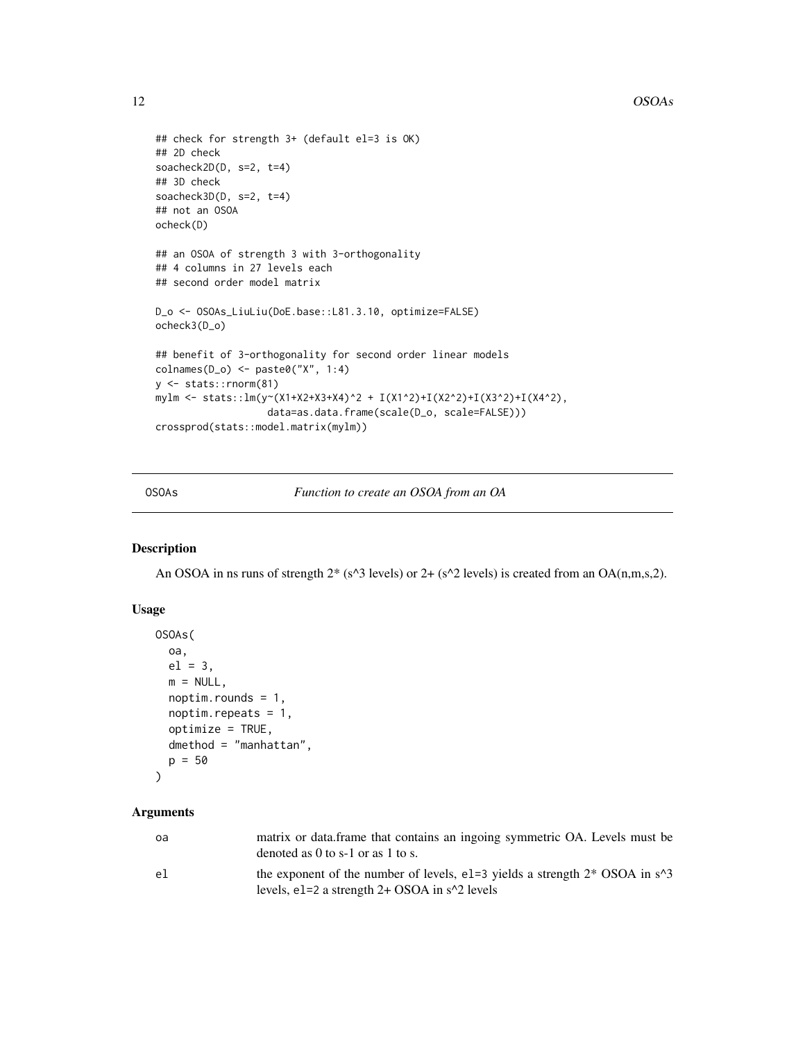```
## check for strength 3+ (default el=3 is OK)
## 2D check
soacheck2D(D, s=2, t=4)
## 3D check
soacheck3D(D, s=2, t=4)
## not an OSOA
ocheck(D)

## an OSOA of strength 3 with 3-orthogonality
## 4 columns in 27 levels each
## second order model matrix

D_o <- OSOAs_LiuLiu(DoE.base::L81.3.10, optimize=FALSE)
ocheck3(D_o)

## benefit of 3-orthogonality for second order linear models
colnames(D_o) <- paste0("X", 1:4)
y <- stats::rnorm(81)
mylm <- stats::lm(y~(X1+X2+X3+X4)^2 + I(X1^2)+I(X2^2)+I(X3^2)+I(X4^2),
                  data=as.data.frame(scale(D_o, scale=FALSE)))
crossprod(stats::model.matrix(mylm))
```

---

OSOAs *Function to create an OSOA from an OA*

---

## Description

An OSOA in ns runs of strength 2* (s^3 levels) or 2+ (s^2 levels) is created from an OA(n,m,s,2).

## Usage

```
OSOAs(
  oa,
  el = 3,
  m = NULL,
  noptim.rounds = 1,
  noptim.repeats = 1,
  optimize = TRUE,
  dmethod = "manhattan",
  p = 50
)
```

## Arguments

| | |
|---|---|
| oa | matrix or data.frame that contains an ingoing symmetric OA. Levels must be denoted as 0 to s-1 or as 1 to s. |
| el | the exponent of the number of levels, el=3 yields a strength 2* OSOA in s^3 levels, el=2 a strength 2+ OSOA in s^2 levels |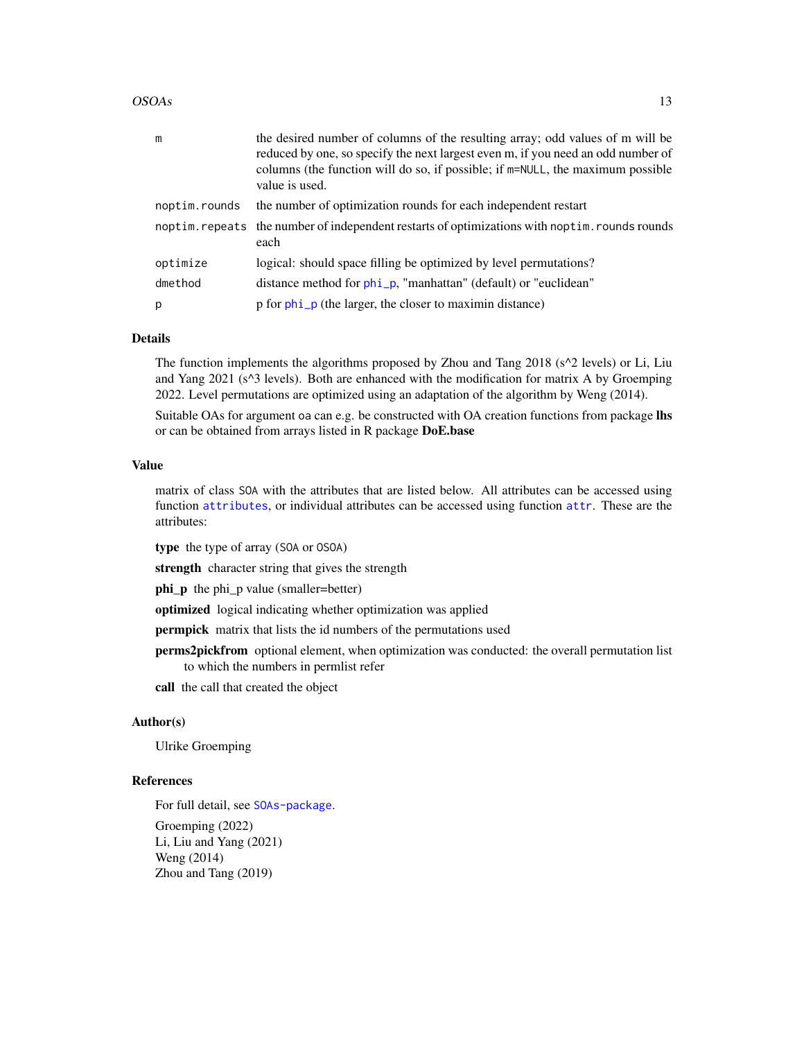| | |
|---|---|
| `m` | the desired number of columns of the resulting array; odd values of m will be reduced by one, so specify the next largest even m, if you need an odd number of columns (the function will do so, if possible; if `m=NULL`, the maximum possible value is used. |
| `noptim.rounds` | the number of optimization rounds for each independent restart |
| `noptim.repeats` | the number of independent restarts of optimizations with `noptim.rounds` rounds each |
| `optimize` | logical: should space filling be optimized by level permutations? |
| `dmethod` | distance method for phi_p, "manhattan" (default) or "euclidean" |
| `p` | p for phi_p (the larger, the closer to maximin distance) |

## Details

The function implements the algorithms proposed by Zhou and Tang 2018 (s^2 levels) or Li, Liu and Yang 2021 (s^3 levels). Both are enhanced with the modification for matrix A by Groemping 2022. Level permutations are optimized using an adaptation of the algorithm by Weng (2014).

Suitable OAs for argument `oa` can e.g. be constructed with OA creation functions from package **lhs** or can be obtained from arrays listed in R package **DoE.base**

## Value

matrix of class `SOA` with the attributes that are listed below. All attributes can be accessed using function attributes, or individual attributes can be accessed using function attr. These are the attributes:

**type** the type of array (`SOA` or `OSOA`)

**strength** character string that gives the strength

**phi_p** the phi_p value (smaller=better)

**optimized** logical indicating whether optimization was applied

**permpick** matrix that lists the id numbers of the permutations used

**perms2pickfrom** optional element, when optimization was conducted: the overall permutation list to which the numbers in permlist refer

**call** the call that created the object

## Author(s)

Ulrike Groemping

## References

For full detail, see SOAs-package.

Groemping (2022)
Li, Liu and Yang (2021)
Weng (2014)
Zhou and Tang (2019)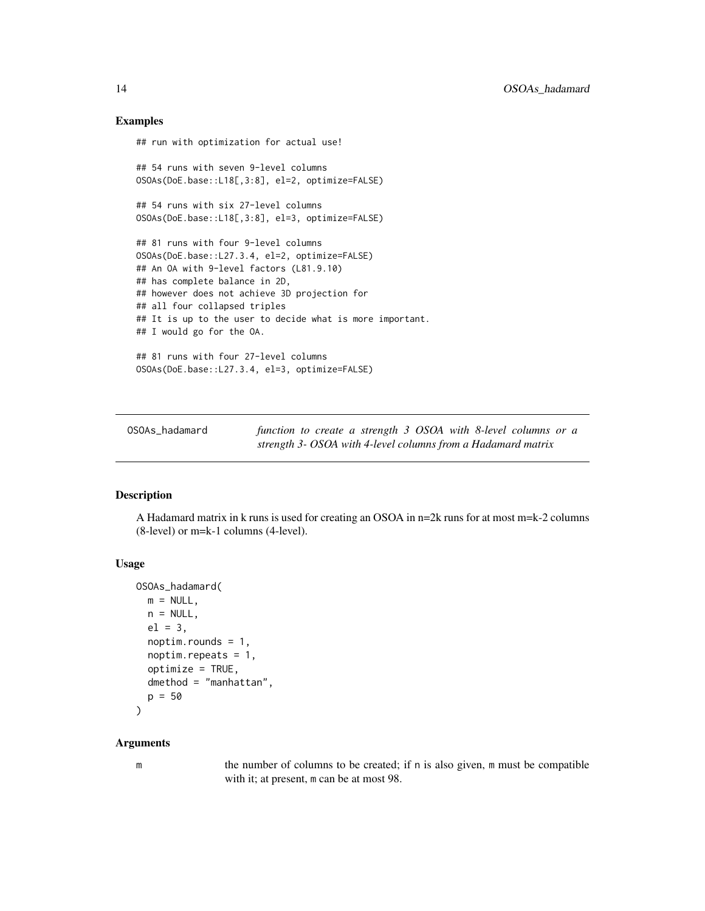## Examples

```
## run with optimization for actual use!

## 54 runs with seven 9-level columns
OSOAs(DoE.base::L18[,3:8], el=2, optimize=FALSE)

## 54 runs with six 27-level columns
OSOAs(DoE.base::L18[,3:8], el=3, optimize=FALSE)

## 81 runs with four 9-level columns
OSOAs(DoE.base::L27.3.4, el=2, optimize=FALSE)
## An OA with 9-level factors (L81.9.10)
## has complete balance in 2D,
## however does not achieve 3D projection for
## all four collapsed triples
## It is up to the user to decide what is more important.
## I would go for the OA.

## 81 runs with four 27-level columns
OSOAs(DoE.base::L27.3.4, el=3, optimize=FALSE)
```

---

OSOAs_hadamard — *function to create a strength 3 OSOA with 8-level columns or a strength 3- OSOA with 4-level columns from a Hadamard matrix*

---

## Description

A Hadamard matrix in k runs is used for creating an OSOA in n=2k runs for at most m=k-2 columns (8-level) or m=k-1 columns (4-level).

## Usage

```
OSOAs_hadamard(
  m = NULL,
  n = NULL,
  el = 3,
  noptim.rounds = 1,
  noptim.repeats = 1,
  optimize = TRUE,
  dmethod = "manhattan",
  p = 50
)
```

## Arguments

| | |
|---|---|
| m | the number of columns to be created; if n is also given, m must be compatible with it; at present, m can be at most 98. |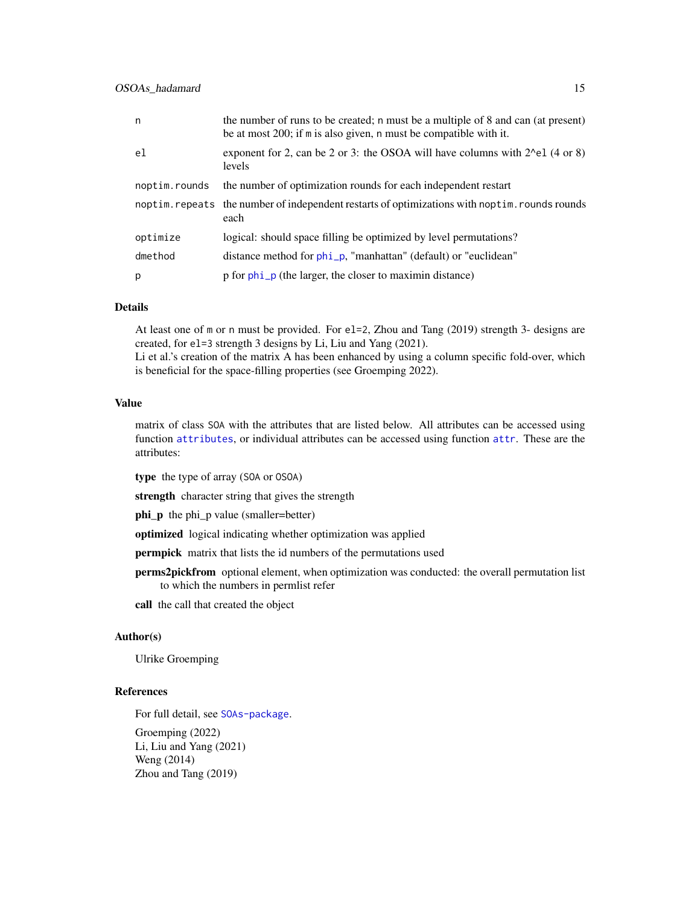| | |
|---|---|
| n | the number of runs to be created; n must be a multiple of 8 and can (at present) be at most 200; if m is also given, n must be compatible with it. |
| el | exponent for 2, can be 2 or 3: the OSOA will have columns with 2^el (4 or 8) levels |
| noptim.rounds | the number of optimization rounds for each independent restart |
| noptim.repeats | the number of independent restarts of optimizations with noptim.rounds rounds each |
| optimize | logical: should space filling be optimized by level permutations? |
| dmethod | distance method for phi_p, "manhattan" (default) or "euclidean" |
| p | p for phi_p (the larger, the closer to maximin distance) |

## Details

At least one of m or n must be provided. For el=2, Zhou and Tang (2019) strength 3- designs are created, for el=3 strength 3 designs by Li, Liu and Yang (2021).
Li et al.'s creation of the matrix A has been enhanced by using a column specific fold-over, which is beneficial for the space-filling properties (see Groemping 2022).

## Value

matrix of class SOA with the attributes that are listed below. All attributes can be accessed using function attributes, or individual attributes can be accessed using function attr. These are the attributes:

**type** the type of array (SOA or OSOA)

**strength** character string that gives the strength

**phi_p** the phi_p value (smaller=better)

**optimized** logical indicating whether optimization was applied

**permpick** matrix that lists the id numbers of the permutations used

**perms2pickfrom** optional element, when optimization was conducted: the overall permutation list to which the numbers in permlist refer

**call** the call that created the object

## Author(s)

Ulrike Groemping

## References

For full detail, see SOAs-package.

Groemping (2022)
Li, Liu and Yang (2021)
Weng (2014)
Zhou and Tang (2019)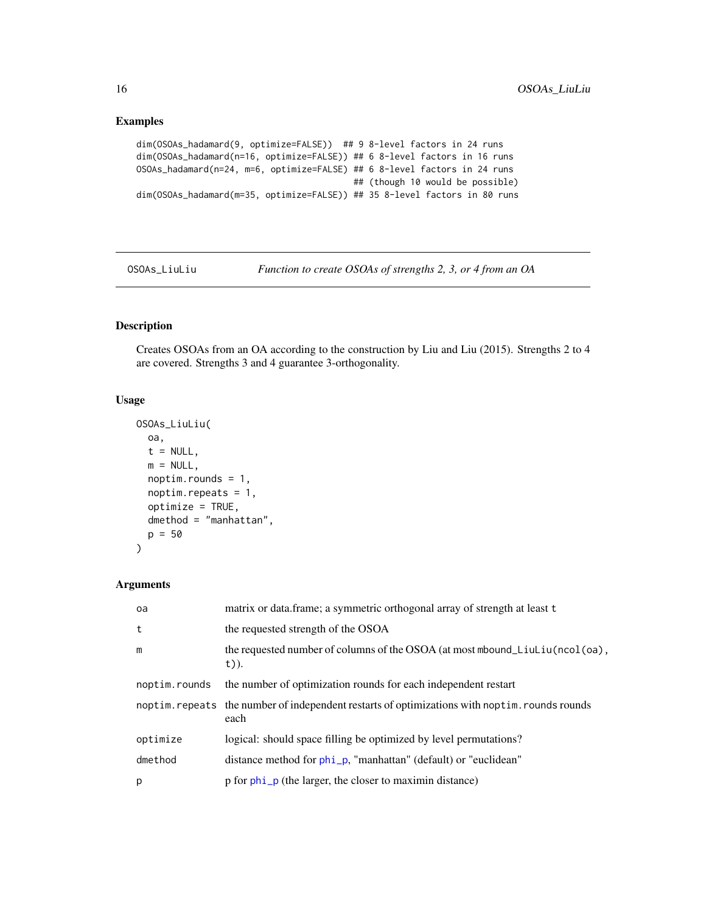## Examples

```
dim(OSOAs_hadamard(9, optimize=FALSE))  ## 9 8-level factors in 24 runs
dim(OSOAs_hadamard(n=16, optimize=FALSE)) ## 6 8-level factors in 16 runs
OSOAs_hadamard(n=24, m=6, optimize=FALSE) ## 6 8-level factors in 24 runs
                                          ## (though 10 would be possible)
dim(OSOAs_hadamard(m=35, optimize=FALSE)) ## 35 8-level factors in 80 runs
```

---

OSOAs_LiuLiu — *Function to create OSOAs of strengths 2, 3, or 4 from an OA*

---

## Description

Creates OSOAs from an OA according to the construction by Liu and Liu (2015). Strengths 2 to 4 are covered. Strengths 3 and 4 guarantee 3-orthogonality.

## Usage

```
OSOAs_LiuLiu(
  oa,
  t = NULL,
  m = NULL,
  noptim.rounds = 1,
  noptim.repeats = 1,
  optimize = TRUE,
  dmethod = "manhattan",
  p = 50
)
```

## Arguments

| | |
|---|---|
| oa | matrix or data.frame; a symmetric orthogonal array of strength at least `t` |
| t | the requested strength of the OSOA |
| m | the requested number of columns of the OSOA (at most `mbound_LiuLiu(ncol(oa), t)`). |
| noptim.rounds | the number of optimization rounds for each independent restart |
| noptim.repeats | the number of independent restarts of optimizations with `noptim.rounds` rounds each |
| optimize | logical: should space filling be optimized by level permutations? |
| dmethod | distance method for phi_p, "manhattan" (default) or "euclidean" |
| p | p for phi_p (the larger, the closer to maximin distance) |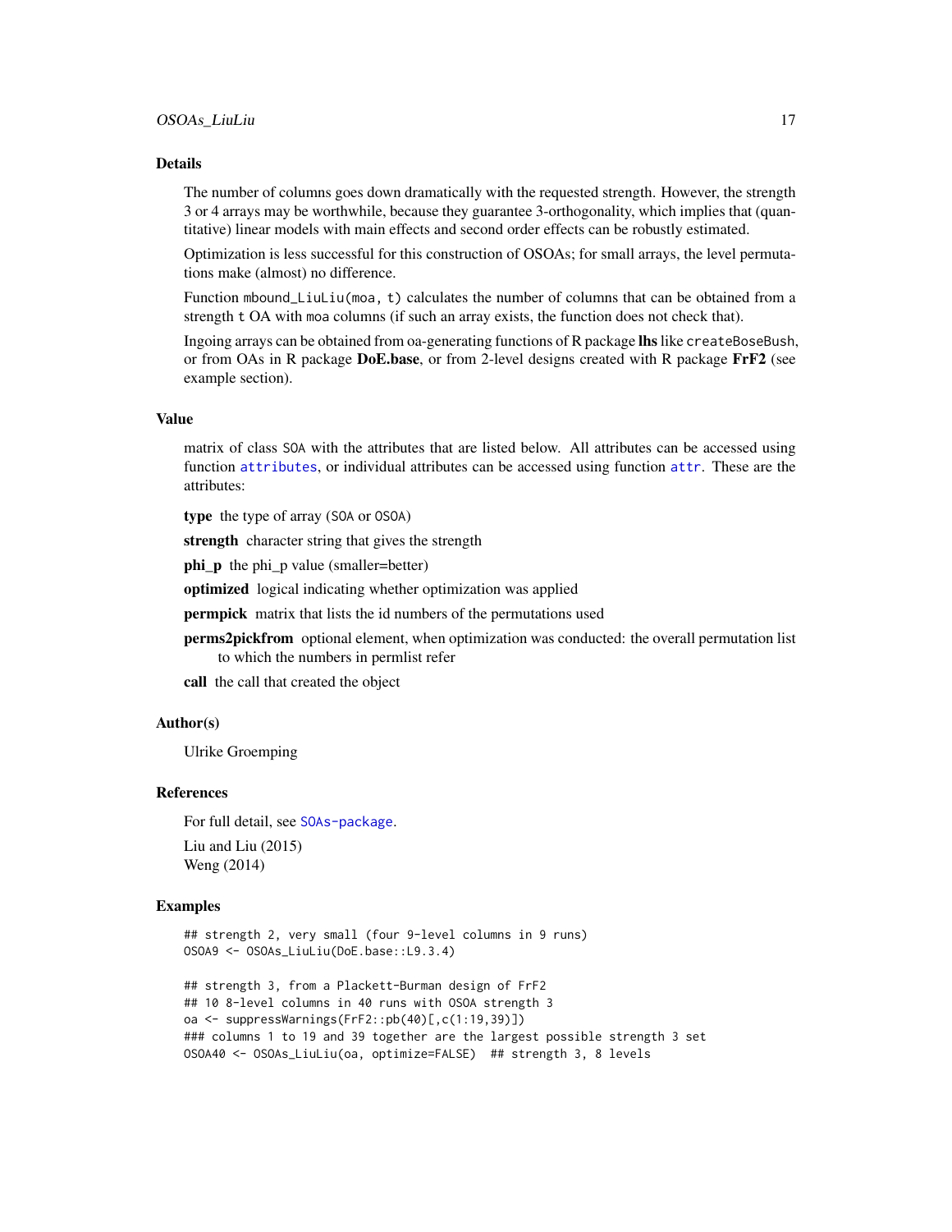## Details

The number of columns goes down dramatically with the requested strength. However, the strength 3 or 4 arrays may be worthwhile, because they guarantee 3-orthogonality, which implies that (quantitative) linear models with main effects and second order effects can be robustly estimated.

Optimization is less successful for this construction of OSOAs; for small arrays, the level permutations make (almost) no difference.

Function `mbound_LiuLiu(moa, t)` calculates the number of columns that can be obtained from a strength `t` OA with `moa` columns (if such an array exists, the function does not check that).

Ingoing arrays can be obtained from oa-generating functions of R package **lhs** like `createBoseBush`, or from OAs in R package **DoE.base**, or from 2-level designs created with R package **FrF2** (see example section).

## Value

matrix of class `SOA` with the attributes that are listed below. All attributes can be accessed using function `attributes`, or individual attributes can be accessed using function `attr`. These are the attributes:

**type** the type of array (`SOA` or `OSOA`)

**strength** character string that gives the strength

**phi_p** the phi_p value (smaller=better)

**optimized** logical indicating whether optimization was applied

**permpick** matrix that lists the id numbers of the permutations used

**perms2pickfrom** optional element, when optimization was conducted: the overall permutation list to which the numbers in permlist refer

**call** the call that created the object

## Author(s)

Ulrike Groemping

## References

For full detail, see `SOAs-package`.

Liu and Liu (2015)
Weng (2014)

## Examples

```
## strength 2, very small (four 9-level columns in 9 runs)
OSOA9 <- OSOAs_LiuLiu(DoE.base::L9.3.4)

## strength 3, from a Plackett-Burman design of FrF2
## 10 8-level columns in 40 runs with OSOA strength 3
oa <- suppressWarnings(FrF2::pb(40)[,c(1:19,39)])
### columns 1 to 19 and 39 together are the largest possible strength 3 set
OSOA40 <- OSOAs_LiuLiu(oa, optimize=FALSE)  ## strength 3, 8 levels
```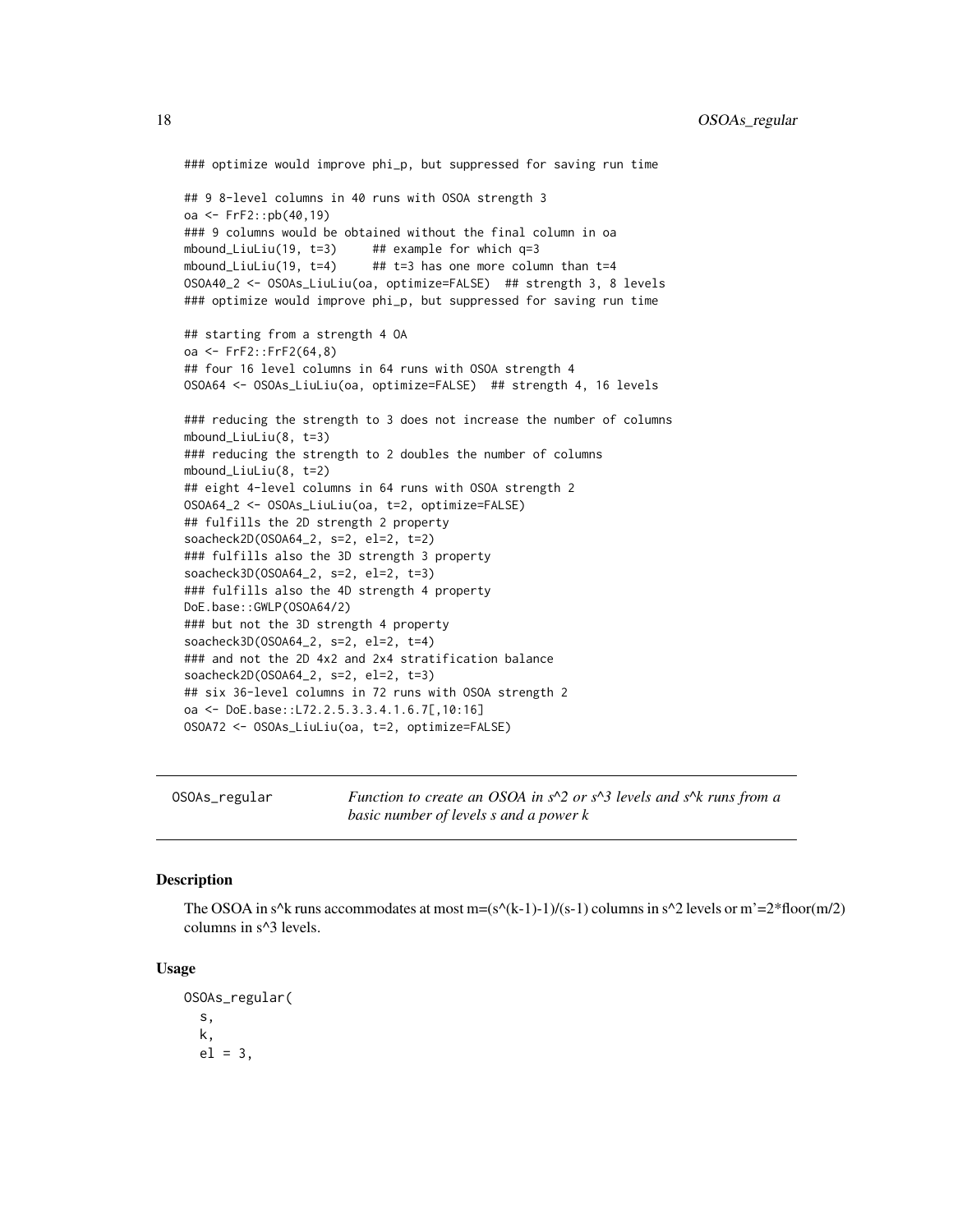```
### optimize would improve phi_p, but suppressed for saving run time

## 9 8-level columns in 40 runs with OSOA strength 3
oa <- FrF2::pb(40,19)
### 9 columns would be obtained without the final column in oa
mbound_LiuLiu(19, t=3)     ## example for which q=3
mbound_LiuLiu(19, t=4)     ## t=3 has one more column than t=4
OSOA40_2 <- OSOAs_LiuLiu(oa, optimize=FALSE)  ## strength 3, 8 levels
### optimize would improve phi_p, but suppressed for saving run time

## starting from a strength 4 OA
oa <- FrF2::FrF2(64,8)
## four 16 level columns in 64 runs with OSOA strength 4
OSOA64 <- OSOAs_LiuLiu(oa, optimize=FALSE)  ## strength 4, 16 levels

### reducing the strength to 3 does not increase the number of columns
mbound_LiuLiu(8, t=3)
### reducing the strength to 2 doubles the number of columns
mbound_LiuLiu(8, t=2)
## eight 4-level columns in 64 runs with OSOA strength 2
OSOA64_2 <- OSOAs_LiuLiu(oa, t=2, optimize=FALSE)
## fulfills the 2D strength 2 property
soacheck2D(OSOA64_2, s=2, el=2, t=2)
### fulfills also the 3D strength 3 property
soacheck3D(OSOA64_2, s=2, el=2, t=3)
### fulfills also the 4D strength 4 property
DoE.base::GWLP(OSOA64/2)
### but not the 3D strength 4 property
soacheck3D(OSOA64_2, s=2, el=2, t=4)
### and not the 2D 4x2 and 2x4 stratification balance
soacheck2D(OSOA64_2, s=2, el=2, t=3)
## six 36-level columns in 72 runs with OSOA strength 2
oa <- DoE.base::L72.2.5.3.3.4.1.6.7[,10:16]
OSOA72 <- OSOAs_LiuLiu(oa, t=2, optimize=FALSE)
```

---

## OSOAs_regular — *Function to create an OSOA in s^2 or s^3 levels and s^k runs from a basic number of levels s and a power k*

---

### Description

The OSOA in s^k runs accommodates at most m=(s^(k-1)-1)/(s-1) columns in s^2 levels or m'=2*floor(m/2) columns in s^3 levels.

### Usage

```
OSOAs_regular(
  s,
  k,
  el = 3,
```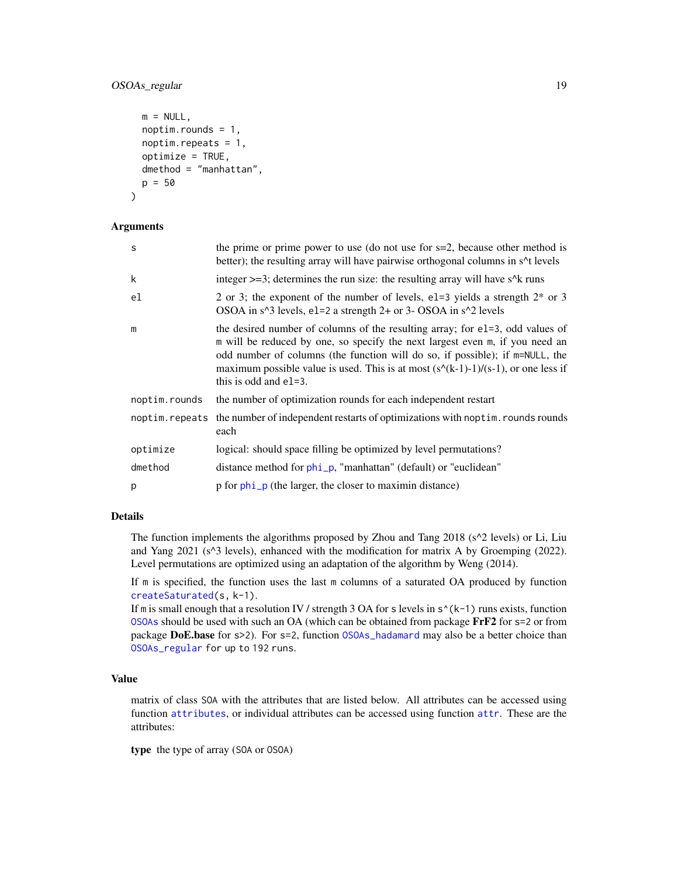```
  m = NULL,
  noptim.rounds = 1,
  noptim.repeats = 1,
  optimize = TRUE,
  dmethod = "manhattan",
  p = 50
)
```

## Arguments

| | |
|---|---|
| s | the prime or prime power to use (do not use for s=2, because other method is better); the resulting array will have pairwise orthogonal columns in s^t levels |
| k | integer >=3; determines the run size: the resulting array will have s^k runs |
| el | 2 or 3; the exponent of the number of levels, el=3 yields a strength 2* or 3 OSOA in s^3 levels, el=2 a strength 2+ or 3- OSOA in s^2 levels |
| m | the desired number of columns of the resulting array; for el=3, odd values of m will be reduced by one, so specify the next largest even m, if you need an odd number of columns (the function will do so, if possible); if m=NULL, the maximum possible value is used. This is at most (s^(k-1)-1)/(s-1), or one less if this is odd and el=3. |
| noptim.rounds | the number of optimization rounds for each independent restart |
| noptim.repeats | the number of independent restarts of optimizations with noptim.rounds rounds each |
| optimize | logical: should space filling be optimized by level permutations? |
| dmethod | distance method for phi_p, "manhattan" (default) or "euclidean" |
| p | p for phi_p (the larger, the closer to maximin distance) |

## Details

The function implements the algorithms proposed by Zhou and Tang 2018 (s^2 levels) or Li, Liu and Yang 2021 (s^3 levels), enhanced with the modification for matrix A by Groemping (2022). Level permutations are optimized using an adaptation of the algorithm by Weng (2014).

If m is specified, the function uses the last m columns of a saturated OA produced by function createSaturated(s, k-1).
If m is small enough that a resolution IV / strength 3 OA for s levels in s^(k-1) runs exists, function OSOAs should be used with such an OA (which can be obtained from package **FrF2** for s=2 or from package **DoE.base** for s>2). For s=2, function OSOAs_hadamard may also be a better choice than OSOAs_regular for up to 192 runs.

## Value

matrix of class SOA with the attributes that are listed below. All attributes can be accessed using function attributes, or individual attributes can be accessed using function attr. These are the attributes:

**type** the type of array (SOA or OSOA)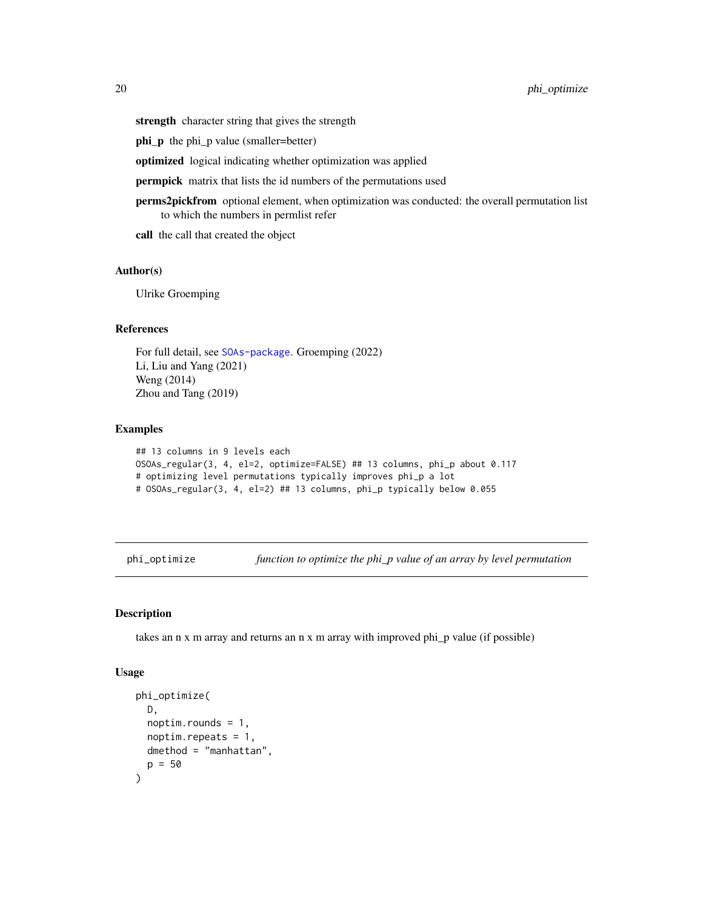**strength** character string that gives the strength

**phi_p** the phi_p value (smaller=better)

**optimized** logical indicating whether optimization was applied

**permpick** matrix that lists the id numbers of the permutations used

**perms2pickfrom** optional element, when optimization was conducted: the overall permutation list to which the numbers in permlist refer

**call** the call that created the object

### Author(s)

Ulrike Groemping

### References

For full detail, see SOAs-package. Groemping (2022)
Li, Liu and Yang (2021)
Weng (2014)
Zhou and Tang (2019)

### Examples

```
## 13 columns in 9 levels each
OSOAs_regular(3, 4, el=2, optimize=FALSE) ## 13 columns, phi_p about 0.117
# optimizing level permutations typically improves phi_p a lot
# OSOAs_regular(3, 4, el=2) ## 13 columns, phi_p typically below 0.055
```

---

## phi_optimize — *function to optimize the phi_p value of an array by level permutation*

### Description

takes an n x m array and returns an n x m array with improved phi_p value (if possible)

### Usage

```
phi_optimize(
  D,
  noptim.rounds = 1,
  noptim.repeats = 1,
  dmethod = "manhattan",
  p = 50
)
```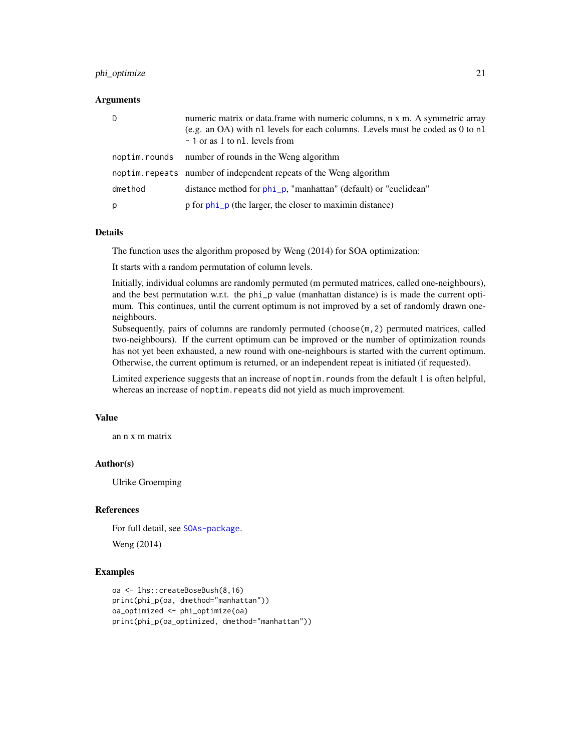### Arguments

| | |
|---|---|
| D | numeric matrix or data.frame with numeric columns, n x m. A symmetric array (e.g. an OA) with `nl` levels for each columns. Levels must be coded as 0 to `nl - 1` or as 1 to `nl`. levels from |
| noptim.rounds | number of rounds in the Weng algorithm |
| noptim.repeats | number of independent repeats of the Weng algorithm |
| dmethod | distance method for `phi_p`, "manhattan" (default) or "euclidean" |
| p | p for `phi_p` (the larger, the closer to maximin distance) |

### Details

The function uses the algorithm proposed by Weng (2014) for SOA optimization:

It starts with a random permutation of column levels.

Initially, individual columns are randomly permuted (m permuted matrices, called one-neighbours), and the best permutation w.r.t. the `phi_p` value (manhattan distance) is is made the current optimum. This continues, until the current optimum is not improved by a set of randomly drawn one-neighbours.
Subsequently, pairs of columns are randomly permuted (`choose(m,2)` permuted matrices, called two-neighbours). If the current optimum can be improved or the number of optimization rounds has not yet been exhausted, a new round with one-neighbours is started with the current optimum. Otherwise, the current optimum is returned, or an independent repeat is initiated (if requested).

Limited experience suggests that an increase of `noptim.rounds` from the default 1 is often helpful, whereas an increase of `noptim.repeats` did not yield as much improvement.

### Value

an n x m matrix

### Author(s)

Ulrike Groemping

### References

For full detail, see `SOAs-package`.

Weng (2014)

### Examples

```
oa <- lhs::createBoseBush(8,16)
print(phi_p(oa, dmethod="manhattan"))
oa_optimized <- phi_optimize(oa)
print(phi_p(oa_optimized, dmethod="manhattan"))
```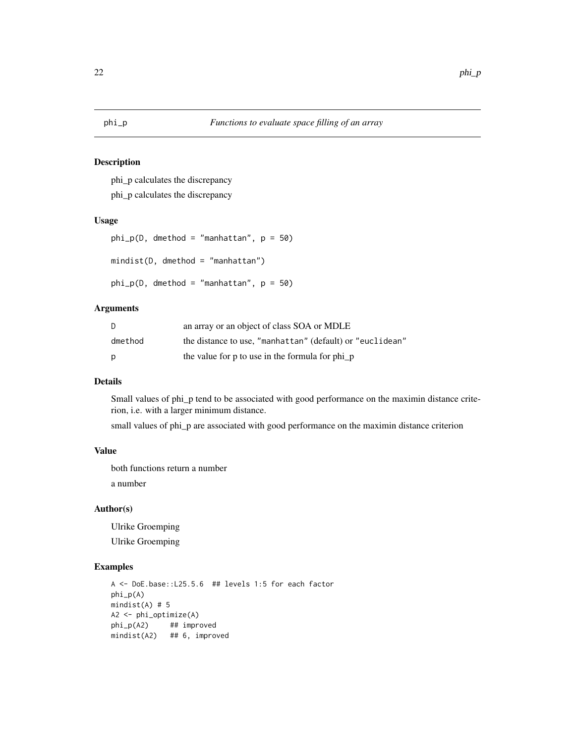phi_p *Functions to evaluate space filling of an array*

## Description

phi_p calculates the discrepancy

phi_p calculates the discrepancy

## Usage

```
phi_p(D, dmethod = "manhattan", p = 50)

mindist(D, dmethod = "manhattan")

phi_p(D, dmethod = "manhattan", p = 50)
```

## Arguments

| | |
|---|---|
| D | an array or an object of class SOA or MDLE |
| dmethod | the distance to use, "manhattan" (default) or "euclidean" |
| p | the value for p to use in the formula for phi_p |

## Details

Small values of phi_p tend to be associated with good performance on the maximin distance criterion, i.e. with a larger minimum distance.

small values of phi_p are associated with good performance on the maximin distance criterion

## Value

both functions return a number

a number

## Author(s)

Ulrike Groemping

Ulrike Groemping

## Examples

```
A <- DoE.base::L25.5.6  ## levels 1:5 for each factor
phi_p(A)
mindist(A) # 5
A2 <- phi_optimize(A)
phi_p(A2)     ## improved
mindist(A2)   ## 6, improved
```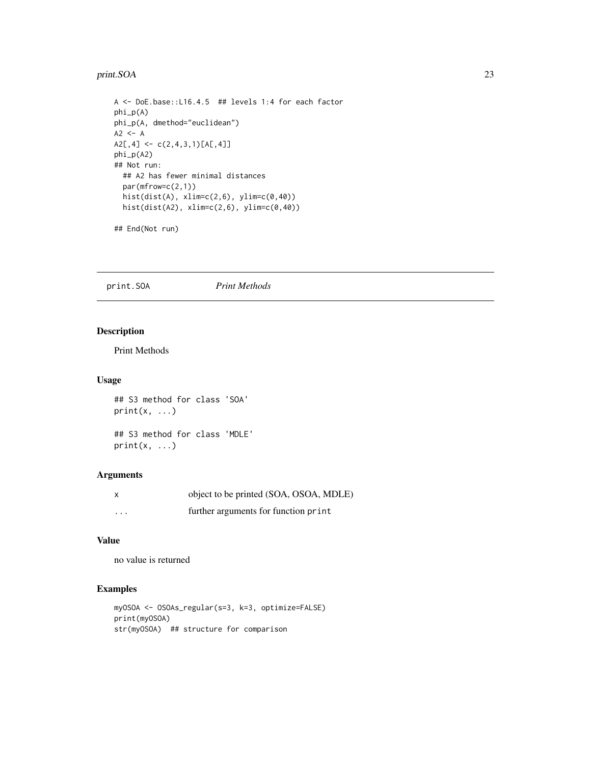```
A <- DoE.base::L16.4.5  ## levels 1:4 for each factor
phi_p(A)
phi_p(A, dmethod="euclidean")
A2 <- A
A2[,4] <- c(2,4,3,1)[A[,4]]
phi_p(A2)
## Not run:
  ## A2 has fewer minimal distances
  par(mfrow=c(2,1))
  hist(dist(A), xlim=c(2,6), ylim=c(0,40))
  hist(dist(A2), xlim=c(2,6), ylim=c(0,40))

## End(Not run)
```

---

## print.SOA *Print Methods*

---

### Description

Print Methods

### Usage

```
## S3 method for class 'SOA'
print(x, ...)

## S3 method for class 'MDLE'
print(x, ...)
```

### Arguments

| | |
|---|---|
| `x` | object to be printed (SOA, OSOA, MDLE) |
| `...` | further arguments for function `print` |

### Value

no value is returned

### Examples

```
myOSOA <- OSOAs_regular(s=3, k=3, optimize=FALSE)
print(myOSOA)
str(myOSOA)  ## structure for comparison
```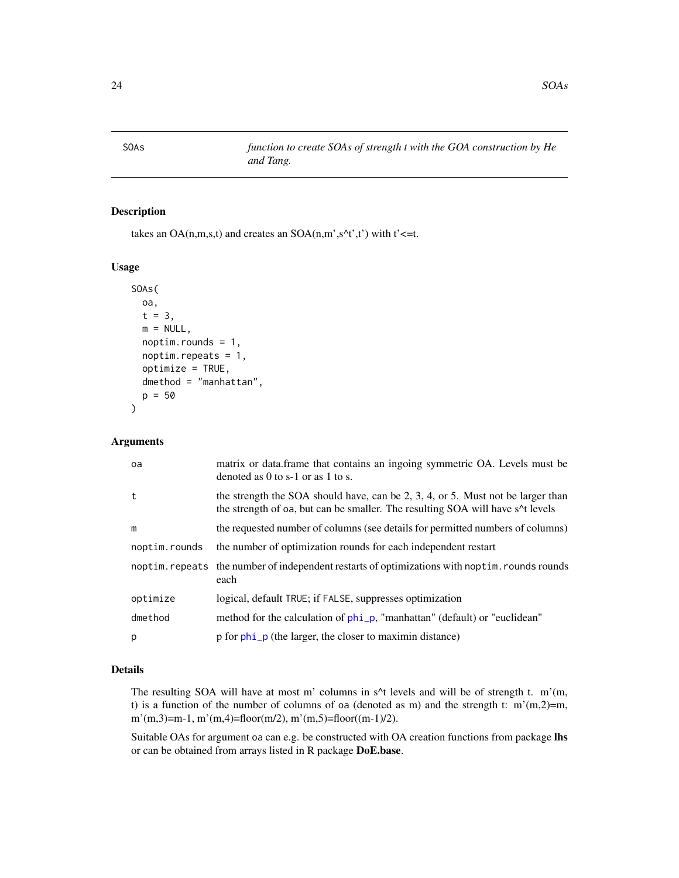SOAs *function to create SOAs of strength t with the GOA construction by He and Tang.*

## Description

takes an OA(n,m,s,t) and creates an SOA(n,m',s^t',t') with t'<=t.

## Usage

```
SOAs(
  oa,
  t = 3,
  m = NULL,
  noptim.rounds = 1,
  noptim.repeats = 1,
  optimize = TRUE,
  dmethod = "manhattan",
  p = 50
)
```

## Arguments

| | |
|---|---|
| `oa` | matrix or data.frame that contains an ingoing symmetric OA. Levels must be denoted as 0 to s-1 or as 1 to s. |
| `t` | the strength the SOA should have, can be 2, 3, 4, or 5. Must not be larger than the strength of `oa`, but can be smaller. The resulting SOA will have s^t levels |
| `m` | the requested number of columns (see details for permitted numbers of columns) |
| `noptim.rounds` | the number of optimization rounds for each independent restart |
| `noptim.repeats` | the number of independent restarts of optimizations with `noptim.rounds` rounds each |
| `optimize` | logical, default `TRUE`; if `FALSE`, suppresses optimization |
| `dmethod` | method for the calculation of `phi_p`, "manhattan" (default) or "euclidean" |
| `p` | p for `phi_p` (the larger, the closer to maximin distance) |

## Details

The resulting SOA will have at most m' columns in s^t levels and will be of strength t. m'(m, t) is a function of the number of columns of `oa` (denoted as m) and the strength t: m'(m,2)=m, m'(m,3)=m-1, m'(m,4)=floor(m/2), m'(m,5)=floor((m-1)/2).

Suitable OAs for argument `oa` can e.g. be constructed with OA creation functions from package **lhs** or can be obtained from arrays listed in R package **DoE.base**.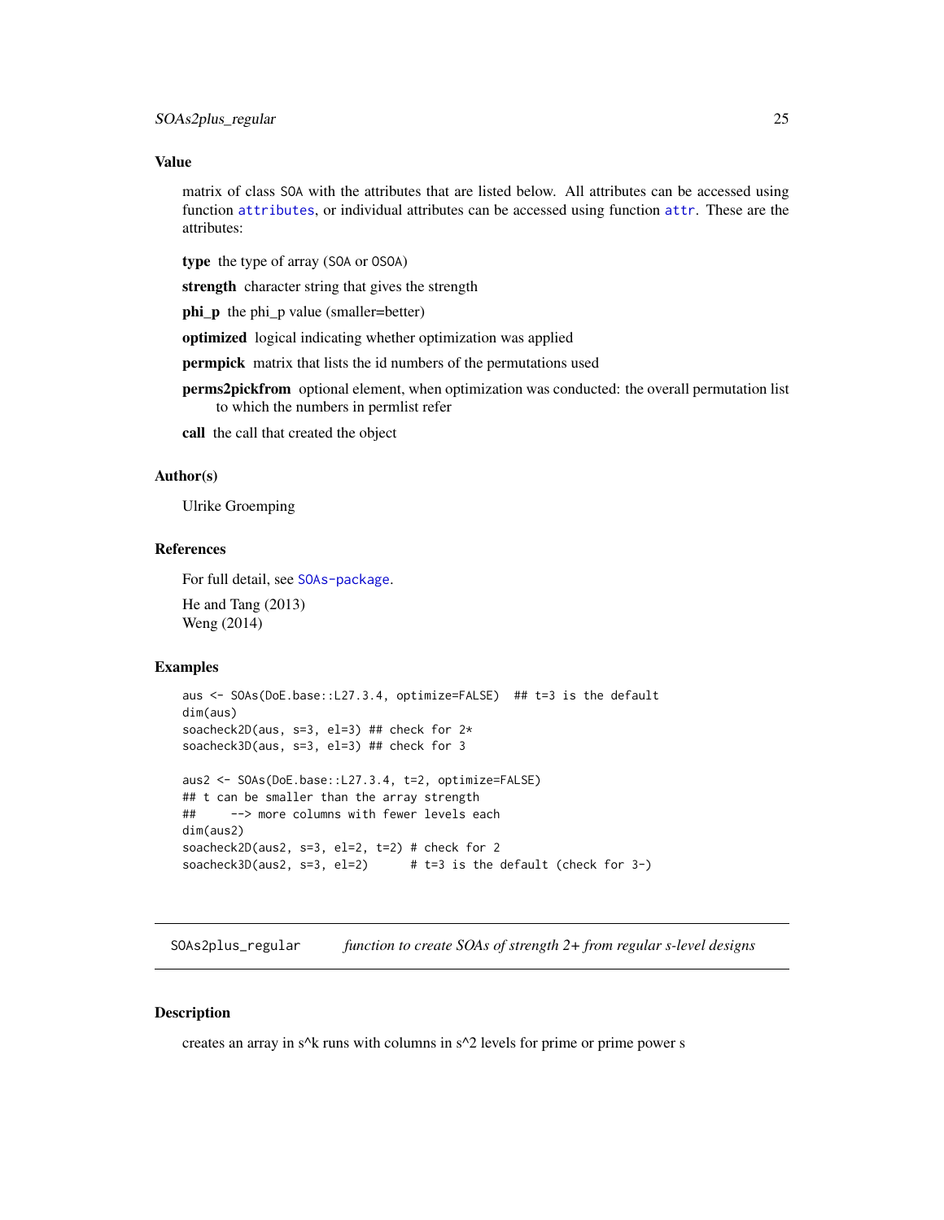### Value

matrix of class SOA with the attributes that are listed below. All attributes can be accessed using function `attributes`, or individual attributes can be accessed using function `attr`. These are the attributes:

**type** the type of array (SOA or OSOA)

**strength** character string that gives the strength

**phi_p** the phi_p value (smaller=better)

**optimized** logical indicating whether optimization was applied

**permpick** matrix that lists the id numbers of the permutations used

**perms2pickfrom** optional element, when optimization was conducted: the overall permutation list to which the numbers in permlist refer

**call** the call that created the object

### Author(s)

Ulrike Groemping

### References

For full detail, see `SOAs-package`.

He and Tang (2013)
Weng (2014)

### Examples

```
aus <- SOAs(DoE.base::L27.3.4, optimize=FALSE)  ## t=3 is the default
dim(aus)
soacheck2D(aus, s=3, el=3) ## check for 2*
soacheck3D(aus, s=3, el=3) ## check for 3

aus2 <- SOAs(DoE.base::L27.3.4, t=2, optimize=FALSE)
## t can be smaller than the array strength
##     --> more columns with fewer levels each
dim(aus2)
soacheck2D(aus2, s=3, el=2, t=2) # check for 2
soacheck3D(aus2, s=3, el=2)      # t=3 is the default (check for 3-)
```

---

## SOAs2plus_regular    *function to create SOAs of strength 2+ from regular s-level designs*

---

### Description

creates an array in s^k runs with columns in s^2 levels for prime or prime power s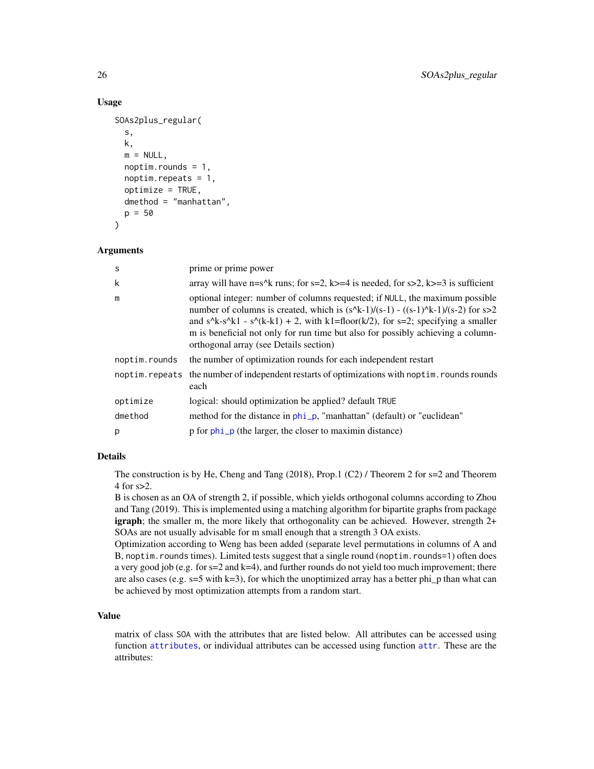## Usage

```
SOAs2plus_regular(
  s,
  k,
  m = NULL,
  noptim.rounds = 1,
  noptim.repeats = 1,
  optimize = TRUE,
  dmethod = "manhattan",
  p = 50
)
```

## Arguments

| | |
|---|---|
| s | prime or prime power |
| k | array will have n=s^k runs; for s=2, k>=4 is needed, for s>2, k>=3 is sufficient |
| m | optional integer: number of columns requested; if NULL, the maximum possible number of columns is created, which is (s^k-1)/(s-1) - ((s-1)^k-1)/(s-2) for s>2 and s^k-s^k1 - s^(k-k1) + 2, with k1=floor(k/2), for s=2; specifying a smaller m is beneficial not only for run time but also for possibly achieving a column-orthogonal array (see Details section) |
| noptim.rounds | the number of optimization rounds for each independent restart |
| noptim.repeats | the number of independent restarts of optimizations with noptim.rounds rounds each |
| optimize | logical: should optimization be applied? default TRUE |
| dmethod | method for the distance in phi_p, "manhattan" (default) or "euclidean" |
| p | p for phi_p (the larger, the closer to maximin distance) |

## Details

The construction is by He, Cheng and Tang (2018), Prop.1 (C2) / Theorem 2 for s=2 and Theorem 4 for s>2.

B is chosen as an OA of strength 2, if possible, which yields orthogonal columns according to Zhou and Tang (2019). This is implemented using a matching algorithm for bipartite graphs from package **igraph**; the smaller m, the more likely that orthogonality can be achieved. However, strength 2+ SOAs are not usually advisable for m small enough that a strength 3 OA exists.

Optimization according to Weng has been added (separate level permutations in columns of A and B, noptim.rounds times). Limited tests suggest that a single round (noptim.rounds=1) often does a very good job (e.g. for s=2 and k=4), and further rounds do not yield too much improvement; there are also cases (e.g. s=5 with k=3), for which the unoptimized array has a better phi_p than what can be achieved by most optimization attempts from a random start.

## Value

matrix of class SOA with the attributes that are listed below. All attributes can be accessed using function attributes, or individual attributes can be accessed using function attr. These are the attributes: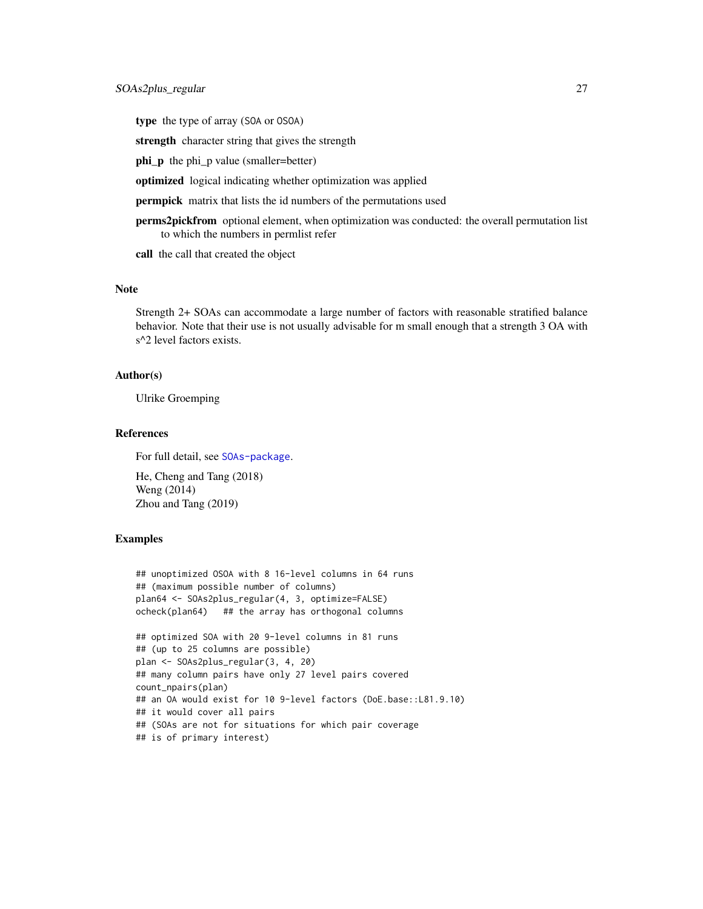**type** the type of array (SOA or OSOA)

**strength** character string that gives the strength

**phi_p** the phi_p value (smaller=better)

**optimized** logical indicating whether optimization was applied

**permpick** matrix that lists the id numbers of the permutations used

**perms2pickfrom** optional element, when optimization was conducted: the overall permutation list to which the numbers in permlist refer

**call** the call that created the object

## Note

Strength 2+ SOAs can accommodate a large number of factors with reasonable stratified balance behavior. Note that their use is not usually advisable for m small enough that a strength 3 OA with s^2 level factors exists.

## Author(s)

Ulrike Groemping

## References

For full detail, see SOAs-package.

He, Cheng and Tang (2018)
Weng (2014)
Zhou and Tang (2019)

## Examples

```
## unoptimized OSOA with 8 16-level columns in 64 runs
## (maximum possible number of columns)
plan64 <- SOAs2plus_regular(4, 3, optimize=FALSE)
ocheck(plan64)   ## the array has orthogonal columns

## optimized SOA with 20 9-level columns in 81 runs
## (up to 25 columns are possible)
plan <- SOAs2plus_regular(3, 4, 20)
## many column pairs have only 27 level pairs covered
count_npairs(plan)
## an OA would exist for 10 9-level factors (DoE.base::L81.9.10)
## it would cover all pairs
## (SOAs are not for situations for which pair coverage
## is of primary interest)
```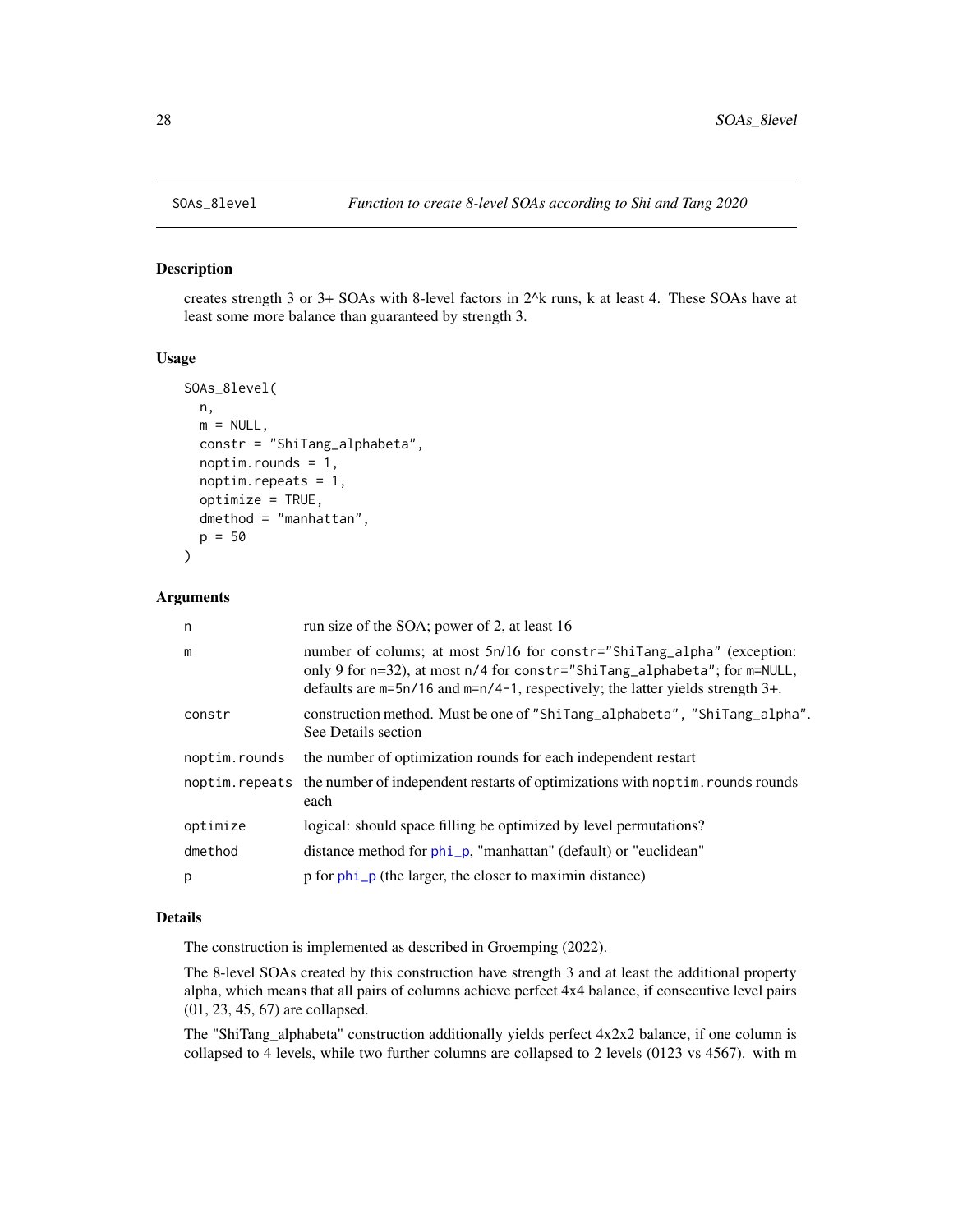SOAs_8level    *Function to create 8-level SOAs according to Shi and Tang 2020*

## Description

creates strength 3 or 3+ SOAs with 8-level factors in 2^k runs, k at least 4. These SOAs have at least some more balance than guaranteed by strength 3.

## Usage

```
SOAs_8level(
  n,
  m = NULL,
  constr = "ShiTang_alphabeta",
  noptim.rounds = 1,
  noptim.repeats = 1,
  optimize = TRUE,
  dmethod = "manhattan",
  p = 50
)
```

## Arguments

| | |
|---|---|
| n | run size of the SOA; power of 2, at least 16 |
| m | number of colums; at most 5n/16 for `constr="ShiTang_alpha"` (exception: only 9 for n=32), at most `n/4` for `constr="ShiTang_alphabeta"`; for `m=NULL`, defaults are `m=5n/16` and `m=n/4-1`, respectively; the latter yields strength 3+. |
| constr | construction method. Must be one of `"ShiTang_alphabeta"`, `"ShiTang_alpha"`. See Details section |
| noptim.rounds | the number of optimization rounds for each independent restart |
| noptim.repeats | the number of independent restarts of optimizations with `noptim.rounds` rounds each |
| optimize | logical: should space filling be optimized by level permutations? |
| dmethod | distance method for phi_p, "manhattan" (default) or "euclidean" |
| p | p for phi_p (the larger, the closer to maximin distance) |

## Details

The construction is implemented as described in Groemping (2022).

The 8-level SOAs created by this construction have strength 3 and at least the additional property alpha, which means that all pairs of columns achieve perfect 4x4 balance, if consecutive level pairs (01, 23, 45, 67) are collapsed.

The "ShiTang_alphabeta" construction additionally yields perfect 4x2x2 balance, if one column is collapsed to 4 levels, while two further columns are collapsed to 2 levels (0123 vs 4567). with m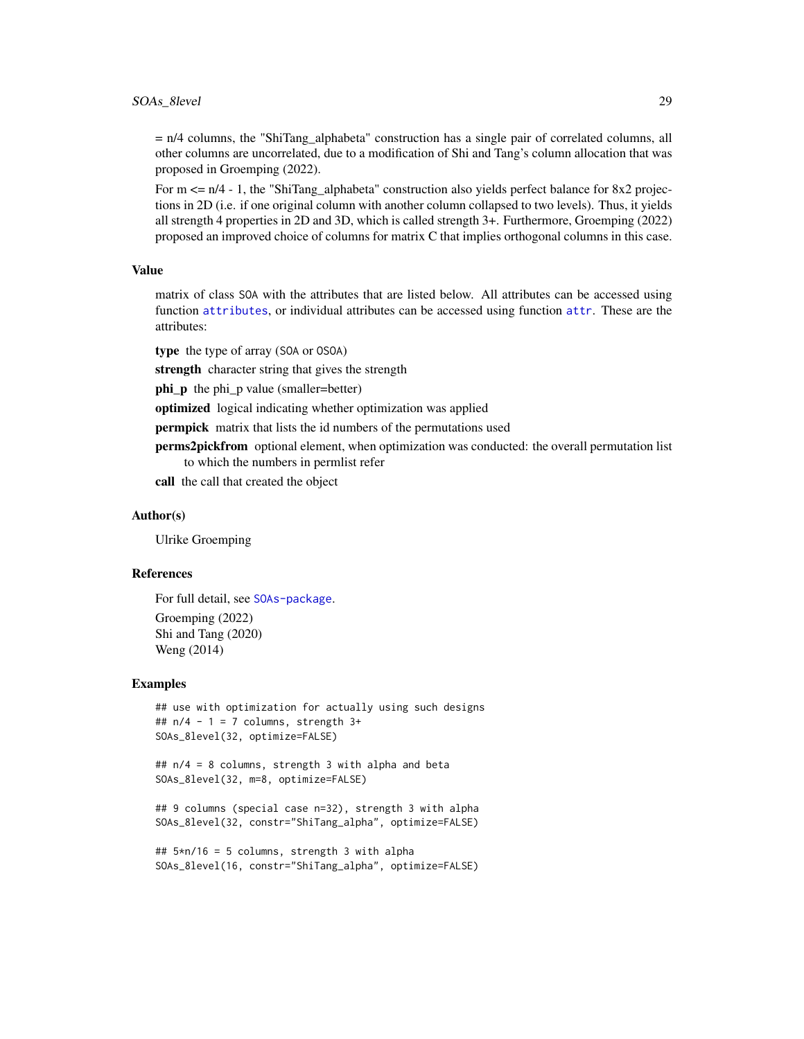= n/4 columns, the "ShiTang_alphabeta" construction has a single pair of correlated columns, all other columns are uncorrelated, due to a modification of Shi and Tang's column allocation that was proposed in Groemping (2022).

For m <= n/4 - 1, the "ShiTang_alphabeta" construction also yields perfect balance for 8x2 projections in 2D (i.e. if one original column with another column collapsed to two levels). Thus, it yields all strength 4 properties in 2D and 3D, which is called strength 3+. Furthermore, Groemping (2022) proposed an improved choice of columns for matrix C that implies orthogonal columns in this case.

### Value

matrix of class SOA with the attributes that are listed below. All attributes can be accessed using function attributes, or individual attributes can be accessed using function attr. These are the attributes:

**type** the type of array (SOA or OSOA)

**strength** character string that gives the strength

**phi_p** the phi_p value (smaller=better)

**optimized** logical indicating whether optimization was applied

**permpick** matrix that lists the id numbers of the permutations used

**perms2pickfrom** optional element, when optimization was conducted: the overall permutation list to which the numbers in permlist refer

**call** the call that created the object

### Author(s)

Ulrike Groemping

### References

For full detail, see SOAs-package.

Groemping (2022)

Shi and Tang (2020)

Weng (2014)

### Examples

```
## use with optimization for actually using such designs
## n/4 - 1 = 7 columns, strength 3+
SOAs_8level(32, optimize=FALSE)

## n/4 = 8 columns, strength 3 with alpha and beta
SOAs_8level(32, m=8, optimize=FALSE)

## 9 columns (special case n=32), strength 3 with alpha
SOAs_8level(32, constr="ShiTang_alpha", optimize=FALSE)

## 5*n/16 = 5 columns, strength 3 with alpha
SOAs_8level(16, constr="ShiTang_alpha", optimize=FALSE)
```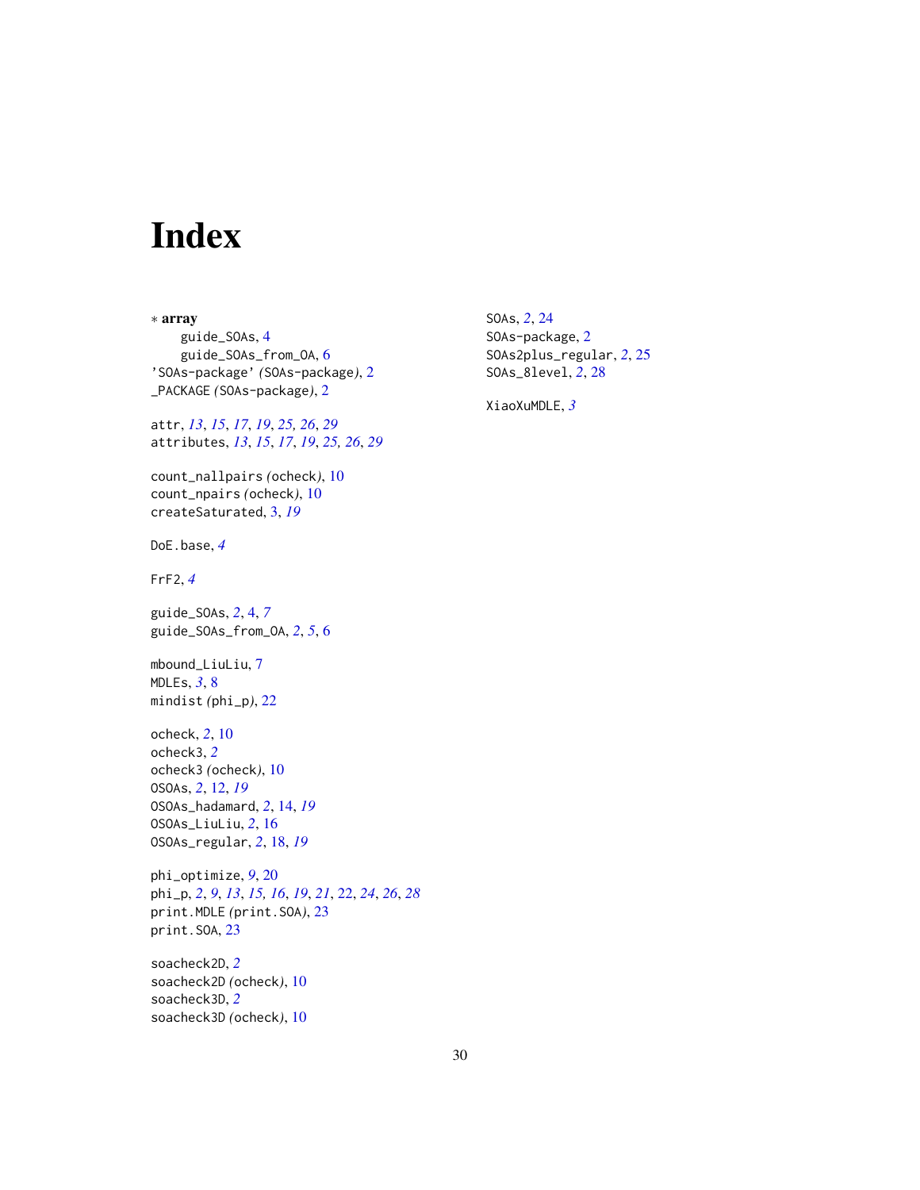# Index

∗ **array**
  guide_SOAs, 4
  guide_SOAs_from_OA, 6
'SOAs-package' *(*SOAs-package*)*, 2
_PACKAGE *(*SOAs-package*)*, 2

attr, *13*, *15*, *17*, *19*, *25, 26*, *29*
attributes, *13*, *15*, *17*, *19*, *25, 26*, *29*

count_nallpairs *(*ocheck*)*, 10
count_npairs *(*ocheck*)*, 10
createSaturated, 3, *19*

DoE.base, *4*

FrF2, *4*

guide_SOAs, *2*, 4, *7*
guide_SOAs_from_OA, *2*, *5*, 6

mbound_LiuLiu, 7
MDLEs, *3*, 8
mindist *(*phi_p*)*, 22

ocheck, *2*, 10
ocheck3, *2*
ocheck3 *(*ocheck*)*, 10
OSOAs, *2*, 12, *19*
OSOAs_hadamard, *2*, 14, *19*
OSOAs_LiuLiu, *2*, 16
OSOAs_regular, *2*, 18, *19*

phi_optimize, *9*, 20
phi_p, *2*, *9*, *13*, *15, 16*, *19*, *21*, 22, *24*, *26*, *28*
print.MDLE *(*print.SOA*)*, 23
print.SOA, 23

soacheck2D, *2*
soacheck2D *(*ocheck*)*, 10
soacheck3D, *2*
soacheck3D *(*ocheck*)*, 10

SOAs, *2*, 24
SOAs-package, 2
SOAs2plus_regular, *2*, 25
SOAs_8level, *2*, 28

XiaoXuMDLE, *3*